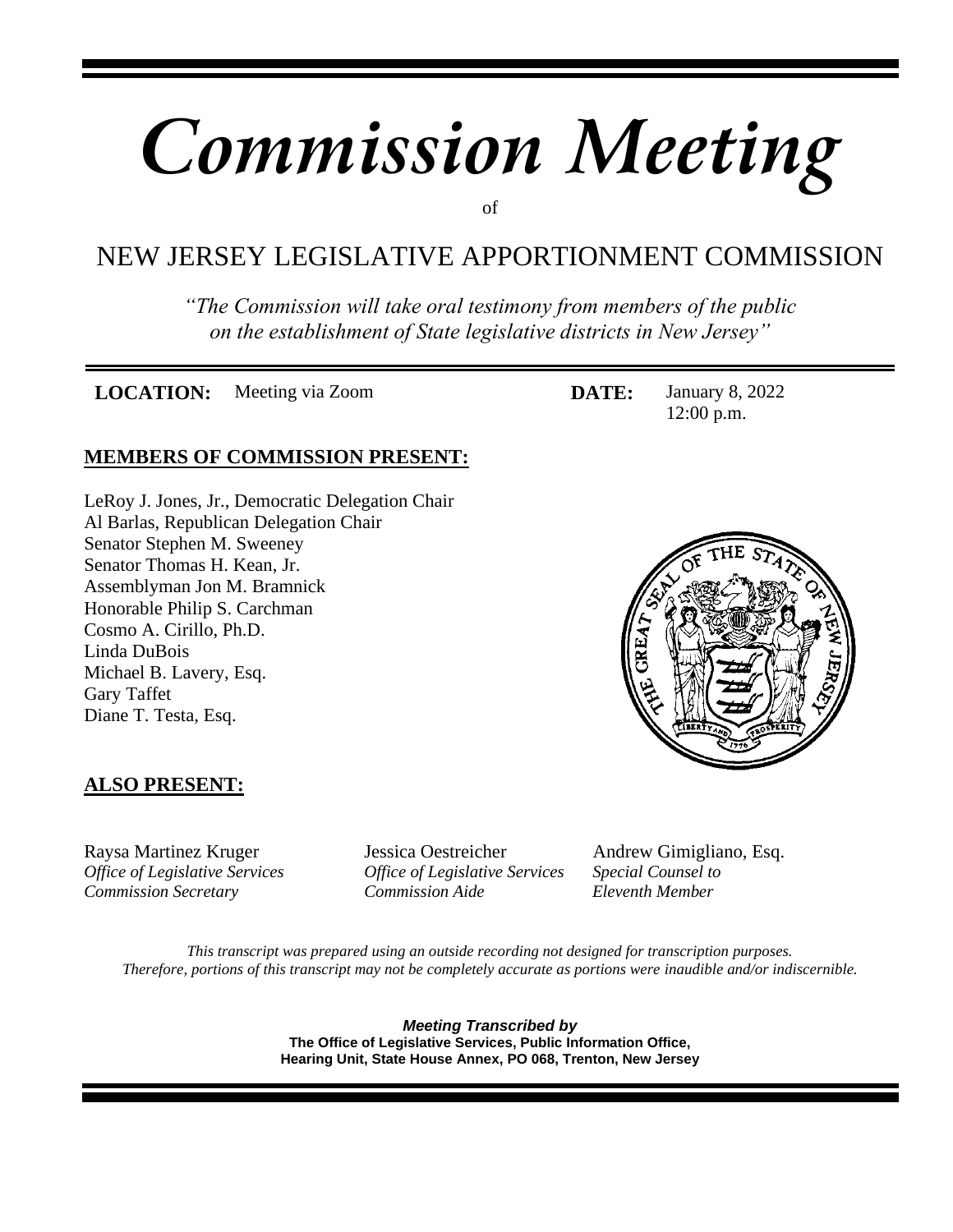# *Commission Meeting*

of

## NEW JERSEY LEGISLATIVE APPORTIONMENT COMMISSION

*"The Commission will take oral testimony from members of the public on the establishment of State legislative districts in New Jersey"*

**LOCATION:** Meeting via Zoom

**DATE:** January 8, 2022
12:00 p.m.

### MEMBERS OF COMMISSION PRESENT:

LeRoy J. Jones, Jr., Democratic Delegation Chair
Al Barlas, Republican Delegation Chair
Senator Stephen M. Sweeney
Senator Thomas H. Kean, Jr.
Assemblyman Jon M. Bramnick
Honorable Philip S. Carchman
Cosmo A. Cirillo, Ph.D.
Linda DuBois
Michael B. Lavery, Esq.
Gary Taffet
Diane T. Testa, Esq.

### ALSO PRESENT:

Raysa Martinez Kruger
*Office of Legislative Services*
*Commission Secretary*

Jessica Oestreicher
*Office of Legislative Services*
*Commission Aide*

Andrew Gimigliano, Esq.
*Special Counsel to*
*Eleventh Member*

*This transcript was prepared using an outside recording not designed for transcription purposes. Therefore, portions of this transcript may not be completely accurate as portions were inaudible and/or indiscernible.*

***Meeting Transcribed by***
**The Office of Legislative Services, Public Information Office,**
**Hearing Unit, State House Annex, PO 068, Trenton, New Jersey**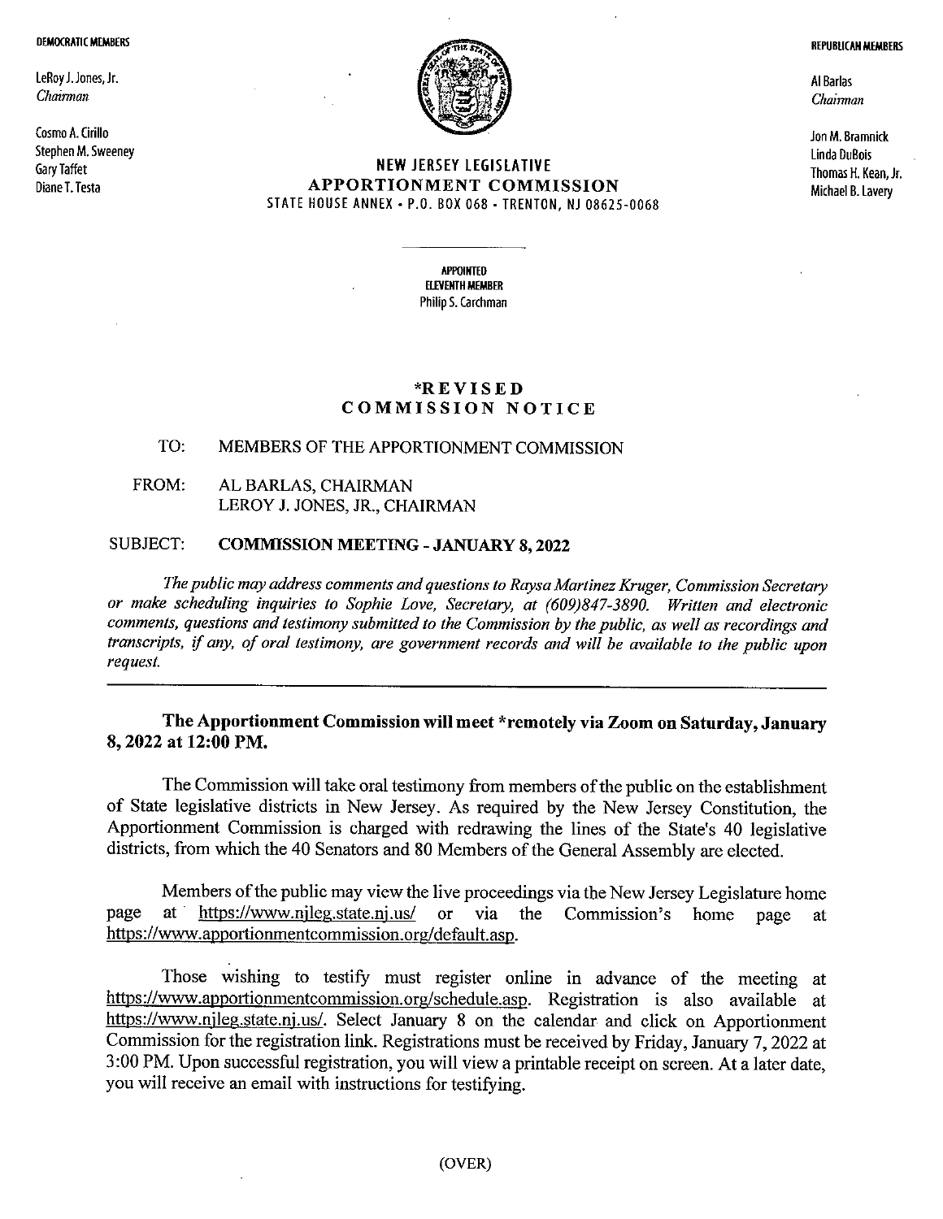**DEMOCRATIC MEMBERS**

LeRoy J. Jones, Jr.
*Chairman*

Cosmo A. Cirillo
Stephen M. Sweeney
Gary Taffet
Diane T. Testa

**REPUBLICAN MEMBERS**

Al Barlas
*Chairman*

Jon M. Bramnick
Linda DuBois
Thomas H. Kean, Jr.
Michael B. Lavery

**NEW JERSEY LEGISLATIVE**
**APPORTIONMENT COMMISSION**
STATE HOUSE ANNEX • P.O. BOX 068 • TRENTON, NJ 08625-0068

**APPOINTED**
**ELEVENTH MEMBER**
Philip S. Carchman

# *REVISED COMMISSION NOTICE

TO: MEMBERS OF THE APPORTIONMENT COMMISSION

FROM: AL BARLAS, CHAIRMAN
LEROY J. JONES, JR., CHAIRMAN

SUBJECT: **COMMISSION MEETING - JANUARY 8, 2022**

*The public may address comments and questions to Raysa Martinez Kruger, Commission Secretary or make scheduling inquiries to Sophie Love, Secretary, at (609)847-3890. Written and electronic comments, questions and testimony submitted to the Commission by the public, as well as recordings and transcripts, if any, of oral testimony, are government records and will be available to the public upon request.*

---

**The Apportionment Commission will meet *remotely via Zoom on Saturday, January 8, 2022 at 12:00 PM.**

The Commission will take oral testimony from members of the public on the establishment of State legislative districts in New Jersey. As required by the New Jersey Constitution, the Apportionment Commission is charged with redrawing the lines of the State's 40 legislative districts, from which the 40 Senators and 80 Members of the General Assembly are elected.

Members of the public may view the live proceedings via the New Jersey Legislature home page at https://www.njleg.state.nj.us/ or via the Commission's home page at https://www.apportionmentcommission.org/default.asp.

Those wishing to testify must register online in advance of the meeting at https://www.apportionmentcommission.org/schedule.asp. Registration is also available at https://www.njleg.state.nj.us/. Select January 8 on the calendar and click on Apportionment Commission for the registration link. Registrations must be received by Friday, January 7, 2022 at 3:00 PM. Upon successful registration, you will view a printable receipt on screen. At a later date, you will receive an email with instructions for testifying.

(OVER)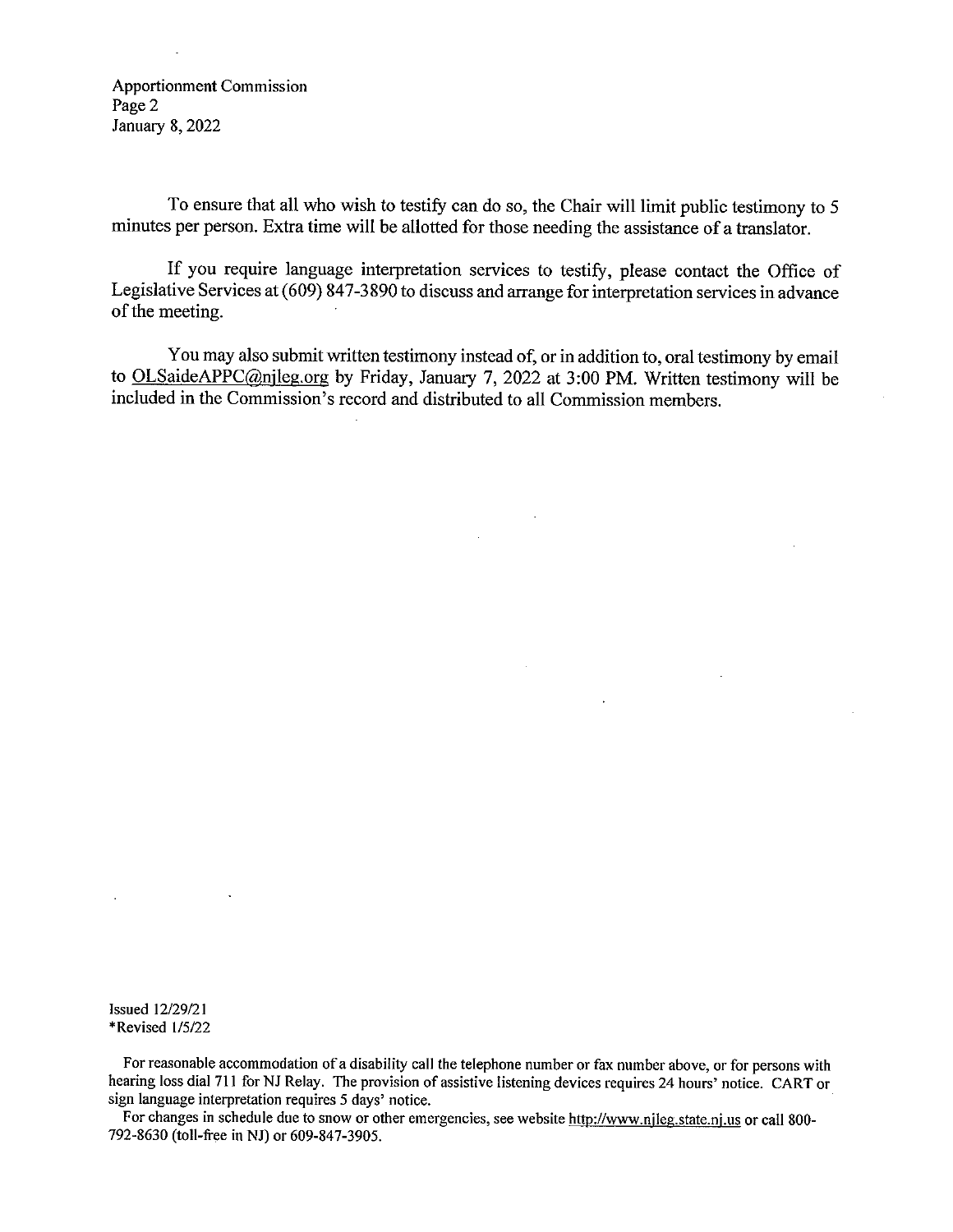To ensure that all who wish to testify can do so, the Chair will limit public testimony to 5 minutes per person. Extra time will be allotted for those needing the assistance of a translator.

If you require language interpretation services to testify, please contact the Office of Legislative Services at (609) 847-3890 to discuss and arrange for interpretation services in advance of the meeting.

You may also submit written testimony instead of, or in addition to, oral testimony by email to OLSaideAPPC@njleg.org by Friday, January 7, 2022 at 3:00 PM. Written testimony will be included in the Commission's record and distributed to all Commission members.

Issued 12/29/21
*Revised 1/5/22

For reasonable accommodation of a disability call the telephone number or fax number above, or for persons with hearing loss dial 711 for NJ Relay. The provision of assistive listening devices requires 24 hours' notice. CART or sign language interpretation requires 5 days' notice.

For changes in schedule due to snow or other emergencies, see website http://www.njleg.state.nj.us or call 800-792-8630 (toll-free in NJ) or 609-847-3905.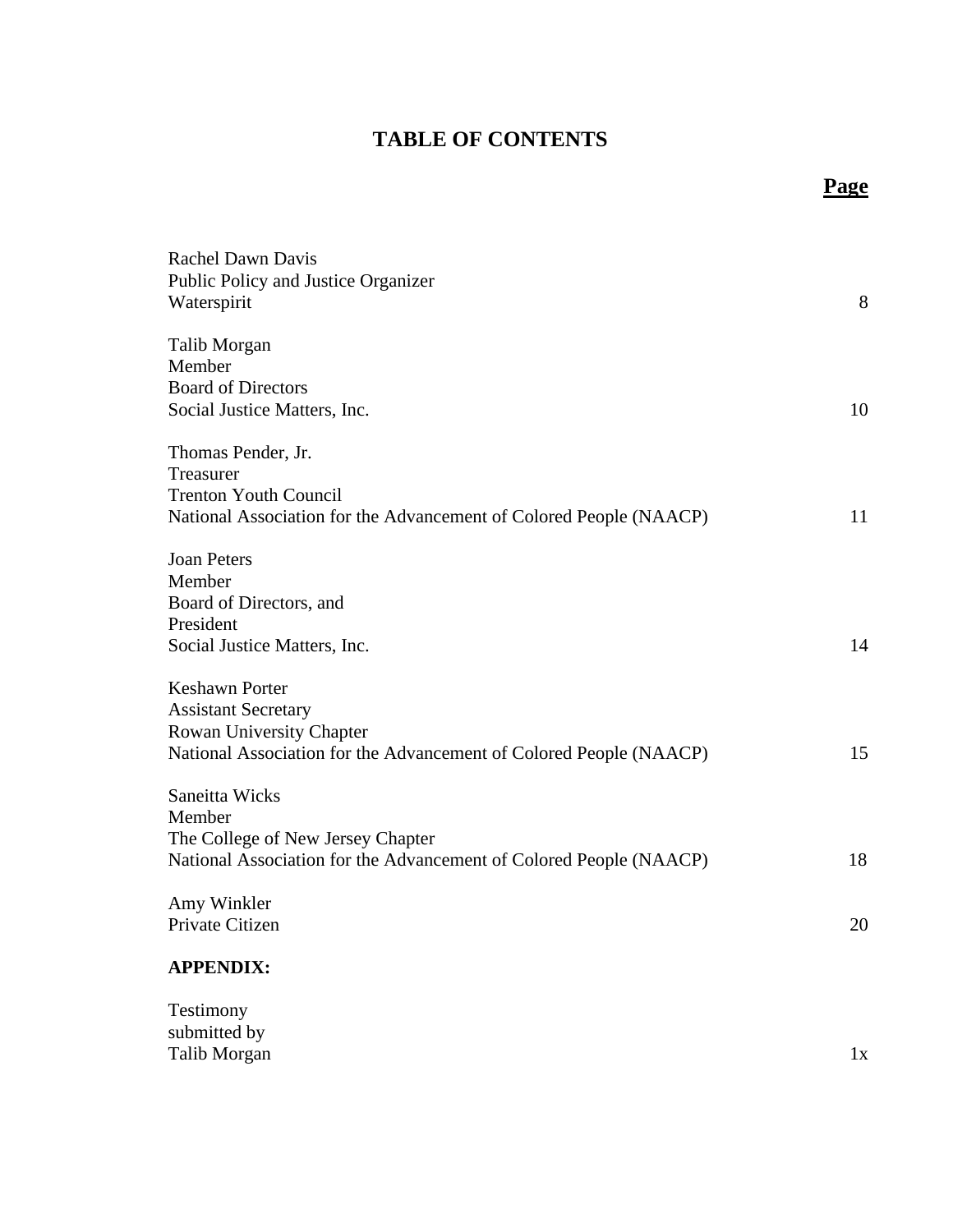# TABLE OF CONTENTS

| | **Page** |
|---|---|
| Rachel Dawn Davis<br>Public Policy and Justice Organizer<br>Waterspirit | 8 |
| Talib Morgan<br>Member<br>Board of Directors<br>Social Justice Matters, Inc. | 10 |
| Thomas Pender, Jr.<br>Treasurer<br>Trenton Youth Council<br>National Association for the Advancement of Colored People (NAACP) | 11 |
| Joan Peters<br>Member<br>Board of Directors, and<br>President<br>Social Justice Matters, Inc. | 14 |
| Keshawn Porter<br>Assistant Secretary<br>Rowan University Chapter<br>National Association for the Advancement of Colored People (NAACP) | 15 |
| Saneitta Wicks<br>Member<br>The College of New Jersey Chapter<br>National Association for the Advancement of Colored People (NAACP) | 18 |
| Amy Winkler<br>Private Citizen | 20 |
| **APPENDIX:** | |
| Testimony<br>submitted by<br>Talib Morgan | 1x |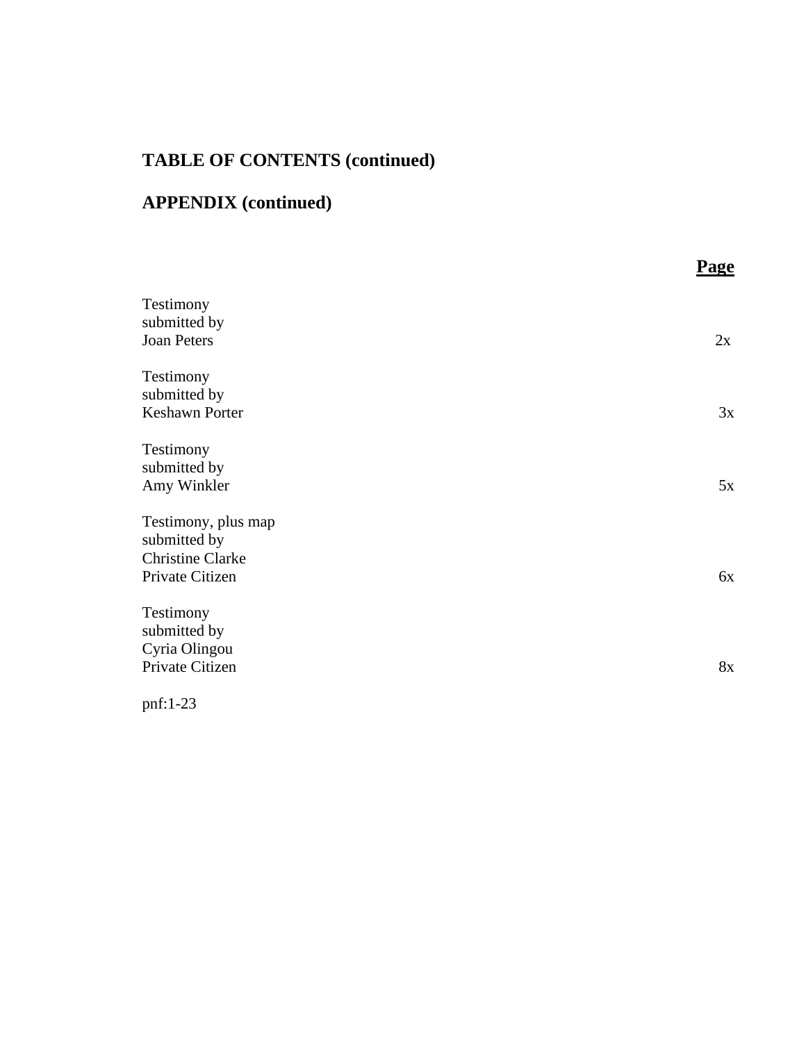**TABLE OF CONTENTS (continued)**

**APPENDIX (continued)**

| | **Page** |
|---|---|
| Testimony submitted by Joan Peters | 2x |
| Testimony submitted by Keshawn Porter | 3x |
| Testimony submitted by Amy Winkler | 5x |
| Testimony, plus map submitted by Christine Clarke Private Citizen | 6x |
| Testimony submitted by Cyria Olingou Private Citizen | 8x |

pnf:1-23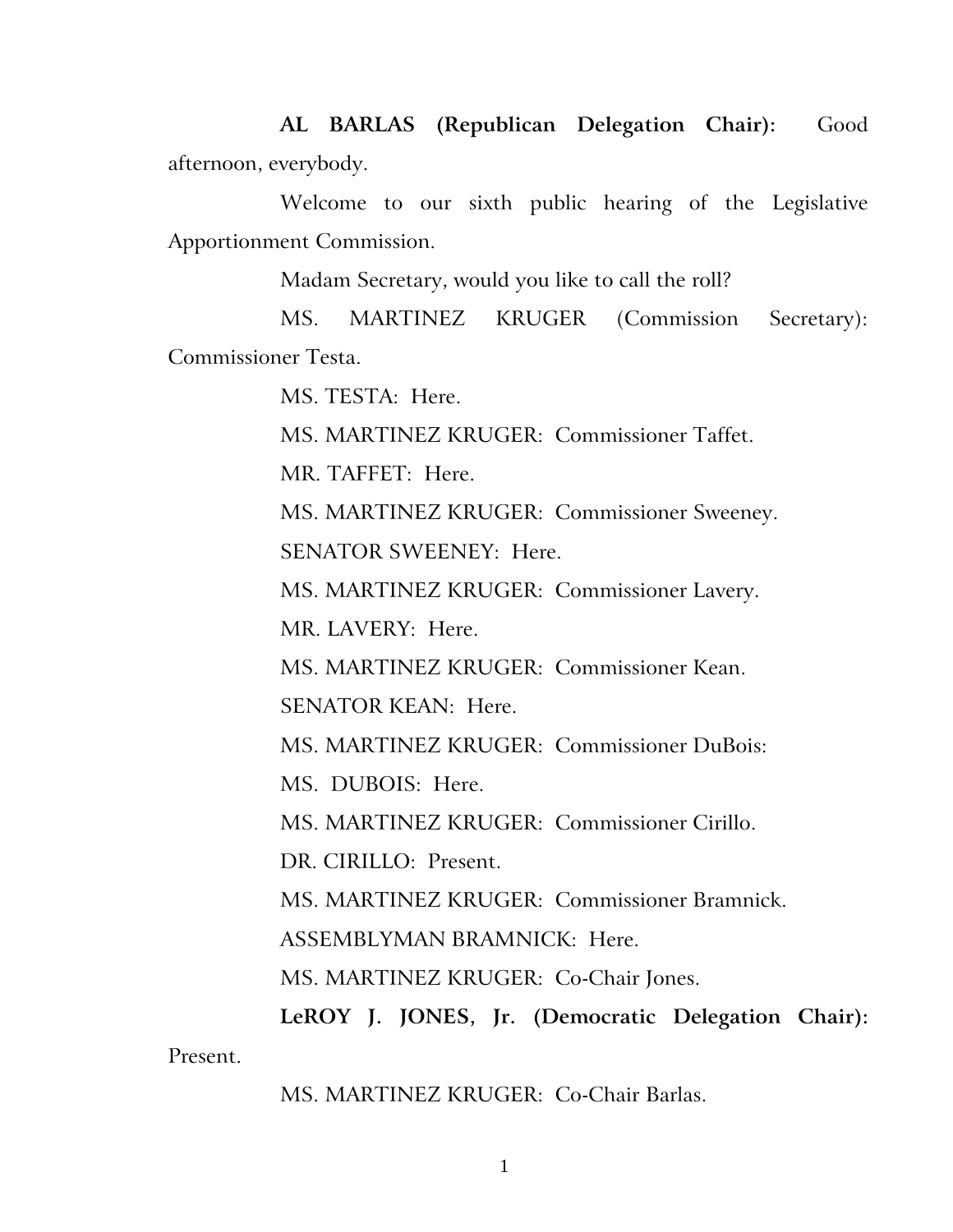**AL BARLAS (Republican Delegation Chair):** Good afternoon, everybody.

Welcome to our sixth public hearing of the Legislative Apportionment Commission.

Madam Secretary, would you like to call the roll?

MS. MARTINEZ KRUGER (Commission Secretary): Commissioner Testa.

MS. TESTA: Here.

MS. MARTINEZ KRUGER: Commissioner Taffet.

MR. TAFFET: Here.

MS. MARTINEZ KRUGER: Commissioner Sweeney.

SENATOR SWEENEY: Here.

MS. MARTINEZ KRUGER: Commissioner Lavery.

MR. LAVERY: Here.

MS. MARTINEZ KRUGER: Commissioner Kean.

SENATOR KEAN: Here.

MS. MARTINEZ KRUGER: Commissioner DuBois:

MS. DUBOIS: Here.

MS. MARTINEZ KRUGER: Commissioner Cirillo.

DR. CIRILLO: Present.

MS. MARTINEZ KRUGER: Commissioner Bramnick.

ASSEMBLYMAN BRAMNICK: Here.

MS. MARTINEZ KRUGER: Co-Chair Jones.

**LeROY J. JONES, Jr. (Democratic Delegation Chair):** Present.

MS. MARTINEZ KRUGER: Co-Chair Barlas.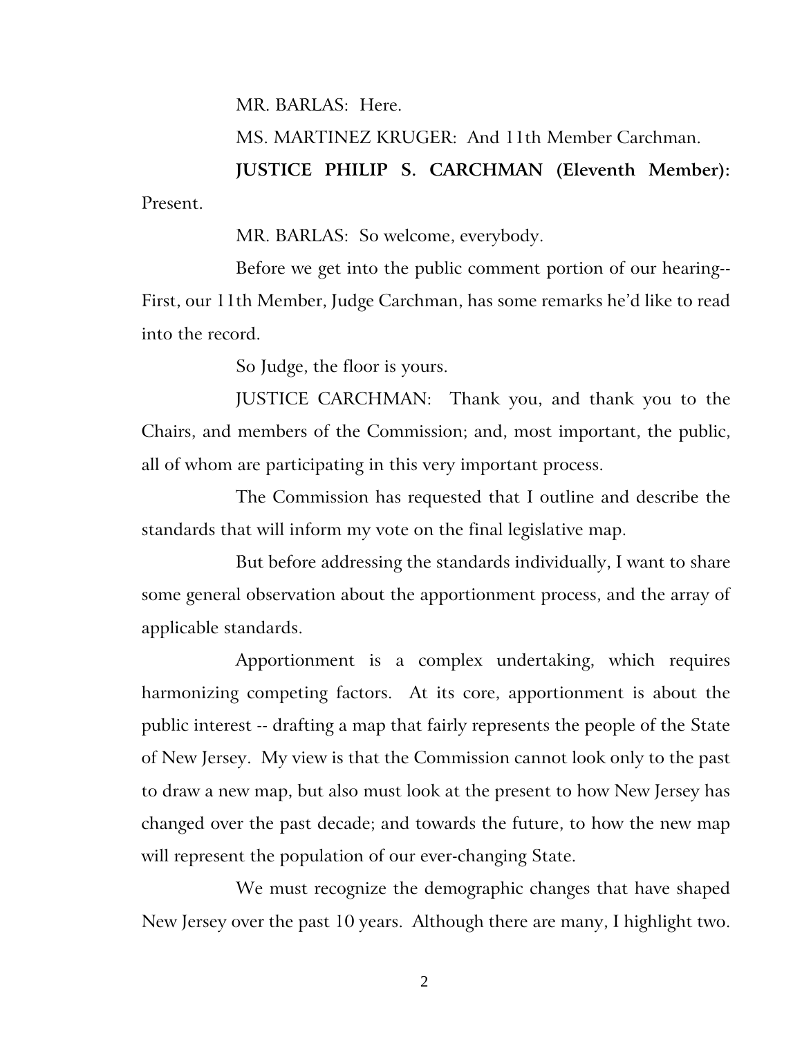MR. BARLAS: Here.

MS. MARTINEZ KRUGER: And 11th Member Carchman.

**JUSTICE PHILIP S. CARCHMAN (Eleventh Member):** Present.

MR. BARLAS: So welcome, everybody.

Before we get into the public comment portion of our hearing-- First, our 11th Member, Judge Carchman, has some remarks he'd like to read into the record.

So Judge, the floor is yours.

JUSTICE CARCHMAN: Thank you, and thank you to the Chairs, and members of the Commission; and, most important, the public, all of whom are participating in this very important process.

The Commission has requested that I outline and describe the standards that will inform my vote on the final legislative map.

But before addressing the standards individually, I want to share some general observation about the apportionment process, and the array of applicable standards.

Apportionment is a complex undertaking, which requires harmonizing competing factors. At its core, apportionment is about the public interest -- drafting a map that fairly represents the people of the State of New Jersey. My view is that the Commission cannot look only to the past to draw a new map, but also must look at the present to how New Jersey has changed over the past decade; and towards the future, to how the new map will represent the population of our ever-changing State.

We must recognize the demographic changes that have shaped New Jersey over the past 10 years. Although there are many, I highlight two.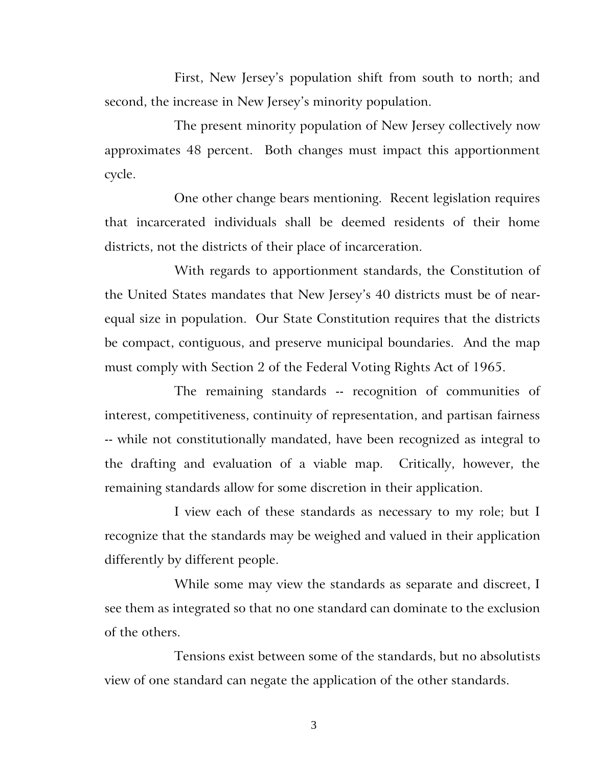First, New Jersey's population shift from south to north; and second, the increase in New Jersey's minority population.

The present minority population of New Jersey collectively now approximates 48 percent. Both changes must impact this apportionment cycle.

One other change bears mentioning. Recent legislation requires that incarcerated individuals shall be deemed residents of their home districts, not the districts of their place of incarceration.

With regards to apportionment standards, the Constitution of the United States mandates that New Jersey's 40 districts must be of near-equal size in population. Our State Constitution requires that the districts be compact, contiguous, and preserve municipal boundaries. And the map must comply with Section 2 of the Federal Voting Rights Act of 1965.

The remaining standards -- recognition of communities of interest, competitiveness, continuity of representation, and partisan fairness -- while not constitutionally mandated, have been recognized as integral to the drafting and evaluation of a viable map. Critically, however, the remaining standards allow for some discretion in their application.

I view each of these standards as necessary to my role; but I recognize that the standards may be weighed and valued in their application differently by different people.

While some may view the standards as separate and discreet, I see them as integrated so that no one standard can dominate to the exclusion of the others.

Tensions exist between some of the standards, but no absolutists view of one standard can negate the application of the other standards.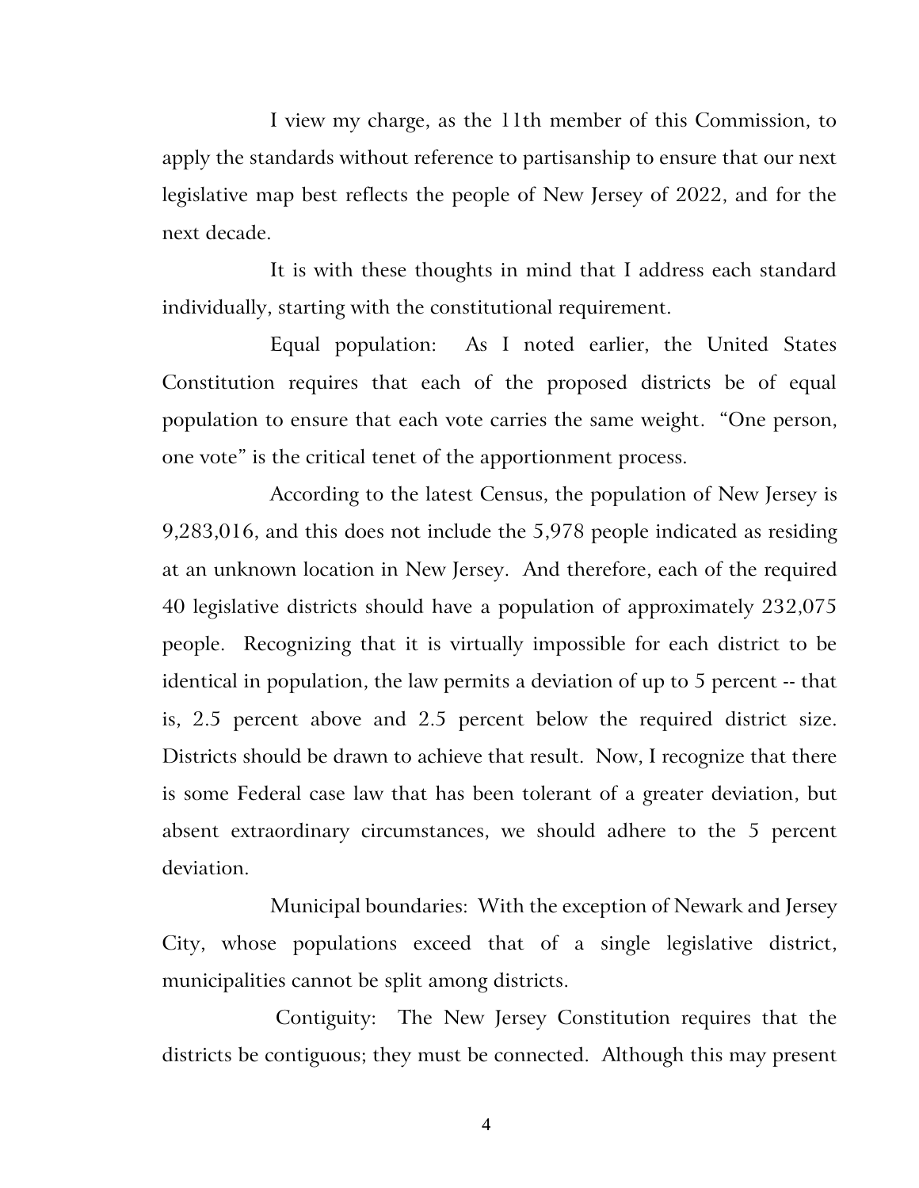I view my charge, as the 11th member of this Commission, to apply the standards without reference to partisanship to ensure that our next legislative map best reflects the people of New Jersey of 2022, and for the next decade.

It is with these thoughts in mind that I address each standard individually, starting with the constitutional requirement.

Equal population: As I noted earlier, the United States Constitution requires that each of the proposed districts be of equal population to ensure that each vote carries the same weight. "One person, one vote" is the critical tenet of the apportionment process.

According to the latest Census, the population of New Jersey is 9,283,016, and this does not include the 5,978 people indicated as residing at an unknown location in New Jersey. And therefore, each of the required 40 legislative districts should have a population of approximately 232,075 people. Recognizing that it is virtually impossible for each district to be identical in population, the law permits a deviation of up to 5 percent -- that is, 2.5 percent above and 2.5 percent below the required district size. Districts should be drawn to achieve that result. Now, I recognize that there is some Federal case law that has been tolerant of a greater deviation, but absent extraordinary circumstances, we should adhere to the 5 percent deviation.

Municipal boundaries: With the exception of Newark and Jersey City, whose populations exceed that of a single legislative district, municipalities cannot be split among districts.

Contiguity: The New Jersey Constitution requires that the districts be contiguous; they must be connected. Although this may present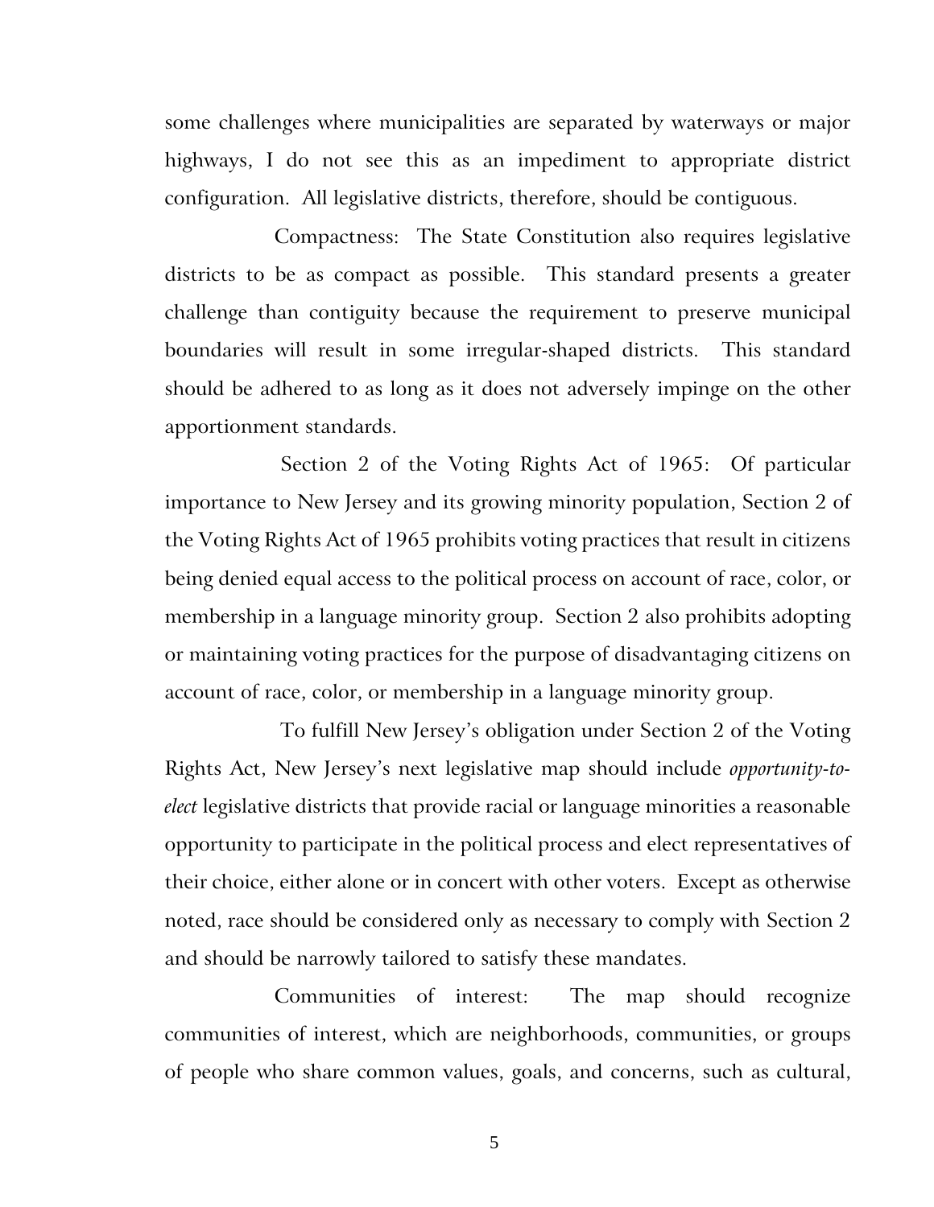some challenges where municipalities are separated by waterways or major highways, I do not see this as an impediment to appropriate district configuration. All legislative districts, therefore, should be contiguous.

Compactness: The State Constitution also requires legislative districts to be as compact as possible. This standard presents a greater challenge than contiguity because the requirement to preserve municipal boundaries will result in some irregular-shaped districts. This standard should be adhered to as long as it does not adversely impinge on the other apportionment standards.

Section 2 of the Voting Rights Act of 1965: Of particular importance to New Jersey and its growing minority population, Section 2 of the Voting Rights Act of 1965 prohibits voting practices that result in citizens being denied equal access to the political process on account of race, color, or membership in a language minority group. Section 2 also prohibits adopting or maintaining voting practices for the purpose of disadvantaging citizens on account of race, color, or membership in a language minority group.

To fulfill New Jersey's obligation under Section 2 of the Voting Rights Act, New Jersey's next legislative map should include *opportunity-to-elect* legislative districts that provide racial or language minorities a reasonable opportunity to participate in the political process and elect representatives of their choice, either alone or in concert with other voters. Except as otherwise noted, race should be considered only as necessary to comply with Section 2 and should be narrowly tailored to satisfy these mandates.

Communities of interest: The map should recognize communities of interest, which are neighborhoods, communities, or groups of people who share common values, goals, and concerns, such as cultural,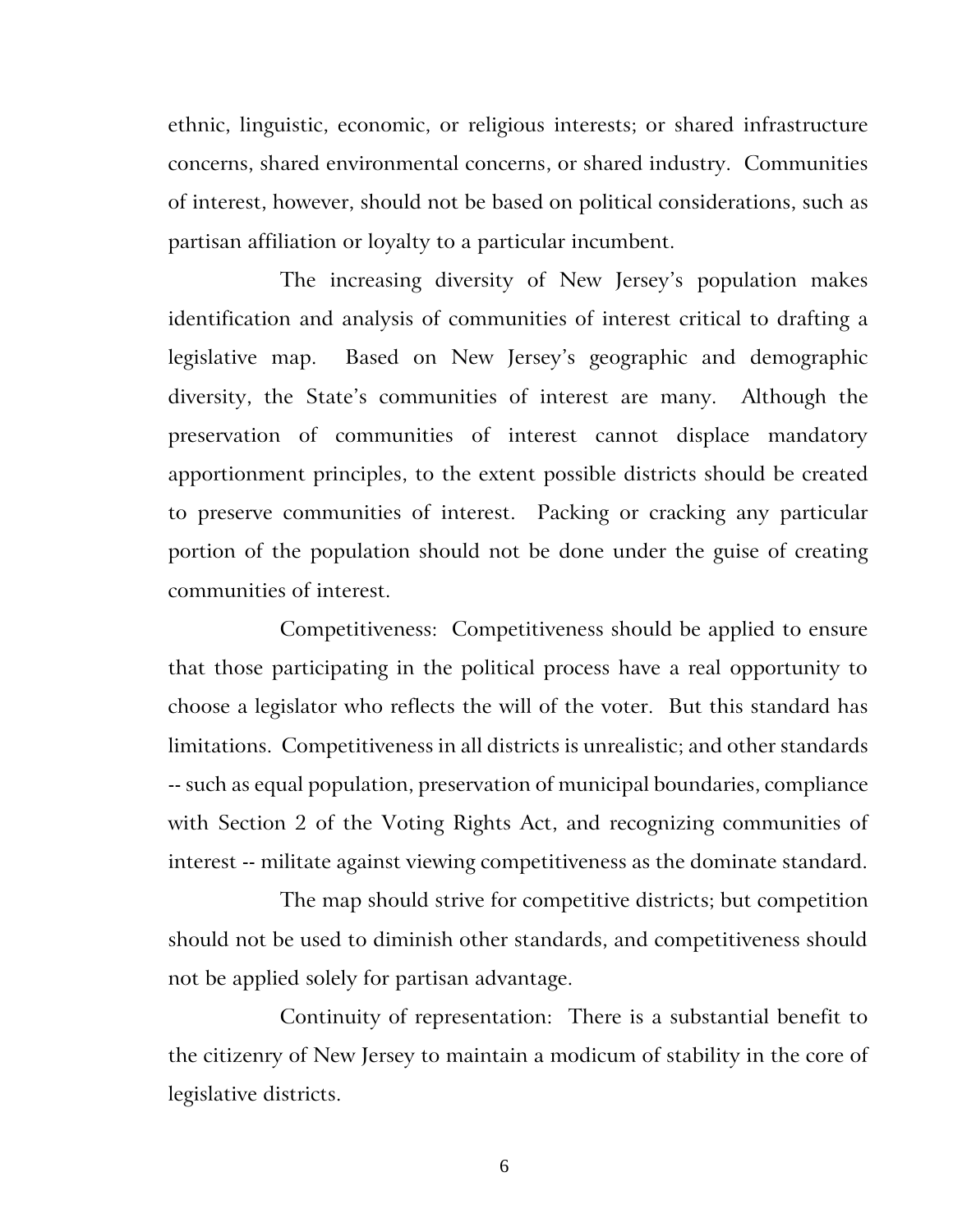ethnic, linguistic, economic, or religious interests; or shared infrastructure concerns, shared environmental concerns, or shared industry. Communities of interest, however, should not be based on political considerations, such as partisan affiliation or loyalty to a particular incumbent.

The increasing diversity of New Jersey's population makes identification and analysis of communities of interest critical to drafting a legislative map. Based on New Jersey's geographic and demographic diversity, the State's communities of interest are many. Although the preservation of communities of interest cannot displace mandatory apportionment principles, to the extent possible districts should be created to preserve communities of interest. Packing or cracking any particular portion of the population should not be done under the guise of creating communities of interest.

Competitiveness: Competitiveness should be applied to ensure that those participating in the political process have a real opportunity to choose a legislator who reflects the will of the voter. But this standard has limitations. Competitiveness in all districts is unrealistic; and other standards -- such as equal population, preservation of municipal boundaries, compliance with Section 2 of the Voting Rights Act, and recognizing communities of interest -- militate against viewing competitiveness as the dominate standard.

The map should strive for competitive districts; but competition should not be used to diminish other standards, and competitiveness should not be applied solely for partisan advantage.

Continuity of representation: There is a substantial benefit to the citizenry of New Jersey to maintain a modicum of stability in the core of legislative districts.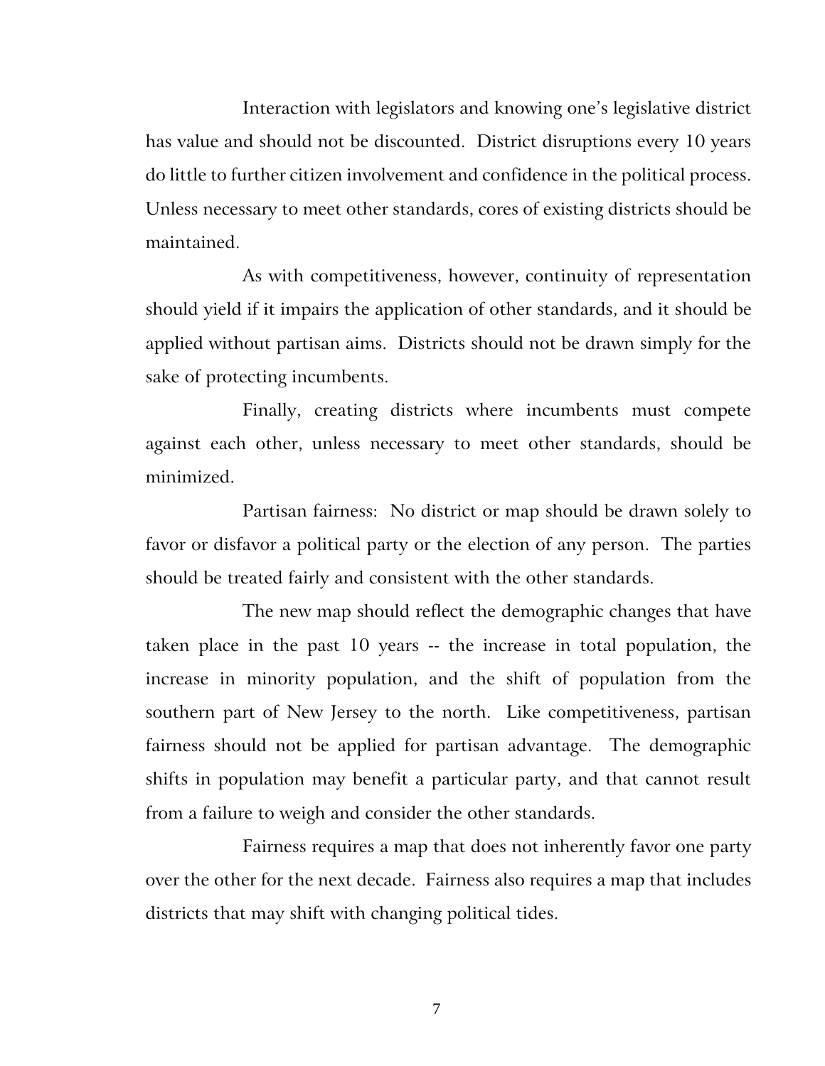Interaction with legislators and knowing one's legislative district has value and should not be discounted. District disruptions every 10 years do little to further citizen involvement and confidence in the political process. Unless necessary to meet other standards, cores of existing districts should be maintained.

As with competitiveness, however, continuity of representation should yield if it impairs the application of other standards, and it should be applied without partisan aims. Districts should not be drawn simply for the sake of protecting incumbents.

Finally, creating districts where incumbents must compete against each other, unless necessary to meet other standards, should be minimized.

Partisan fairness: No district or map should be drawn solely to favor or disfavor a political party or the election of any person. The parties should be treated fairly and consistent with the other standards.

The new map should reflect the demographic changes that have taken place in the past 10 years -- the increase in total population, the increase in minority population, and the shift of population from the southern part of New Jersey to the north. Like competitiveness, partisan fairness should not be applied for partisan advantage. The demographic shifts in population may benefit a particular party, and that cannot result from a failure to weigh and consider the other standards.

Fairness requires a map that does not inherently favor one party over the other for the next decade. Fairness also requires a map that includes districts that may shift with changing political tides.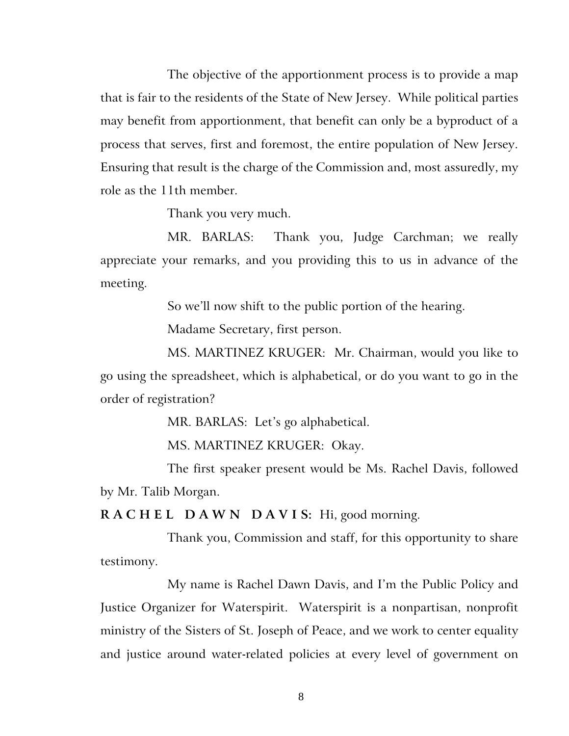The objective of the apportionment process is to provide a map that is fair to the residents of the State of New Jersey. While political parties may benefit from apportionment, that benefit can only be a byproduct of a process that serves, first and foremost, the entire population of New Jersey. Ensuring that result is the charge of the Commission and, most assuredly, my role as the 11th member.

Thank you very much.

MR. BARLAS: Thank you, Judge Carchman; we really appreciate your remarks, and you providing this to us in advance of the meeting.

So we'll now shift to the public portion of the hearing.

Madame Secretary, first person.

MS. MARTINEZ KRUGER: Mr. Chairman, would you like to go using the spreadsheet, which is alphabetical, or do you want to go in the order of registration?

MR. BARLAS: Let's go alphabetical.

MS. MARTINEZ KRUGER: Okay.

The first speaker present would be Ms. Rachel Davis, followed by Mr. Talib Morgan.

**RACHEL DAWN DAVIS:** Hi, good morning.

Thank you, Commission and staff, for this opportunity to share testimony.

My name is Rachel Dawn Davis, and I'm the Public Policy and Justice Organizer for Waterspirit. Waterspirit is a nonpartisan, nonprofit ministry of the Sisters of St. Joseph of Peace, and we work to center equality and justice around water-related policies at every level of government on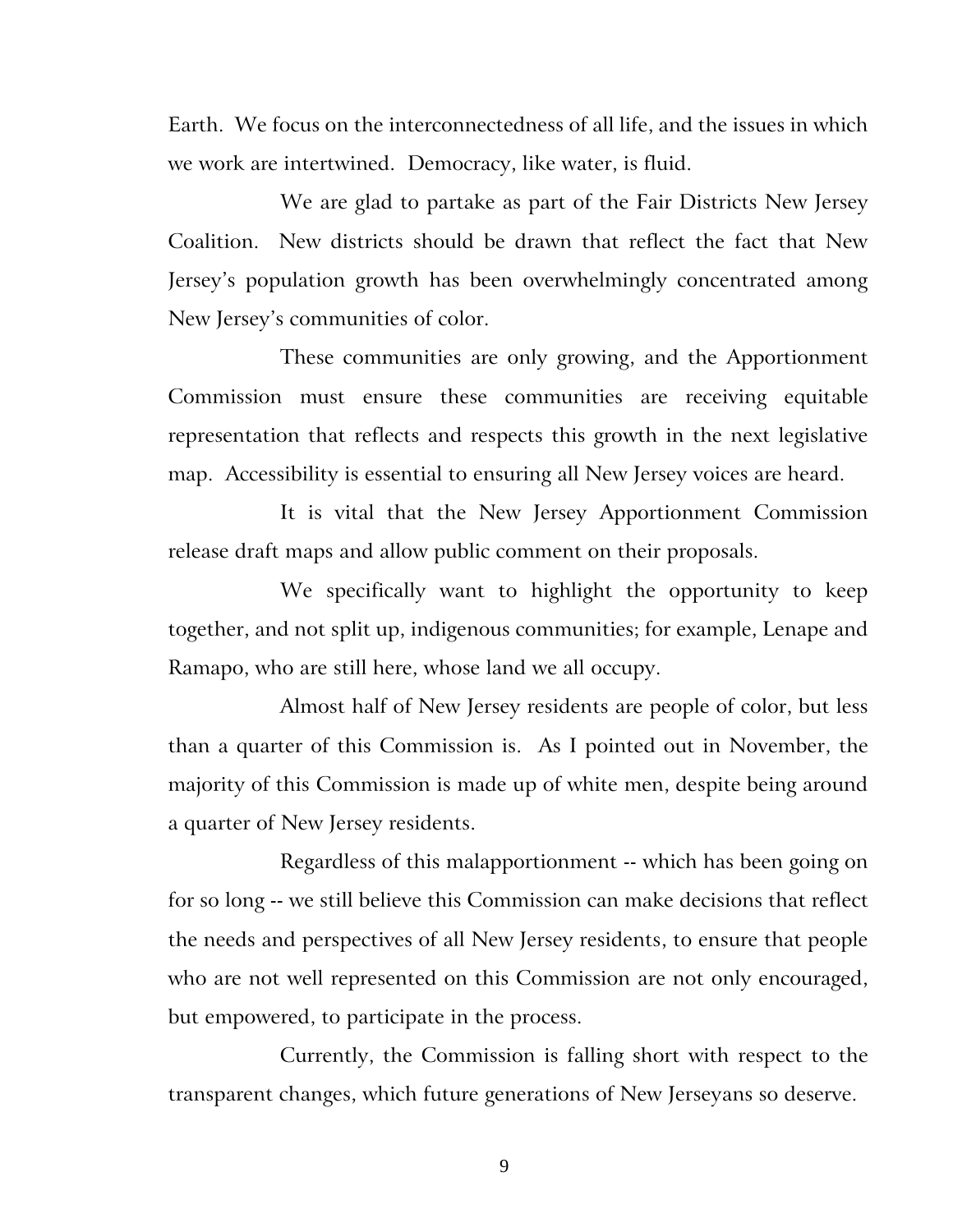Earth. We focus on the interconnectedness of all life, and the issues in which we work are intertwined. Democracy, like water, is fluid.

We are glad to partake as part of the Fair Districts New Jersey Coalition. New districts should be drawn that reflect the fact that New Jersey's population growth has been overwhelmingly concentrated among New Jersey's communities of color.

These communities are only growing, and the Apportionment Commission must ensure these communities are receiving equitable representation that reflects and respects this growth in the next legislative map. Accessibility is essential to ensuring all New Jersey voices are heard.

It is vital that the New Jersey Apportionment Commission release draft maps and allow public comment on their proposals.

We specifically want to highlight the opportunity to keep together, and not split up, indigenous communities; for example, Lenape and Ramapo, who are still here, whose land we all occupy.

Almost half of New Jersey residents are people of color, but less than a quarter of this Commission is. As I pointed out in November, the majority of this Commission is made up of white men, despite being around a quarter of New Jersey residents.

Regardless of this malapportionment -- which has been going on for so long -- we still believe this Commission can make decisions that reflect the needs and perspectives of all New Jersey residents, to ensure that people who are not well represented on this Commission are not only encouraged, but empowered, to participate in the process.

Currently, the Commission is falling short with respect to the transparent changes, which future generations of New Jerseyans so deserve.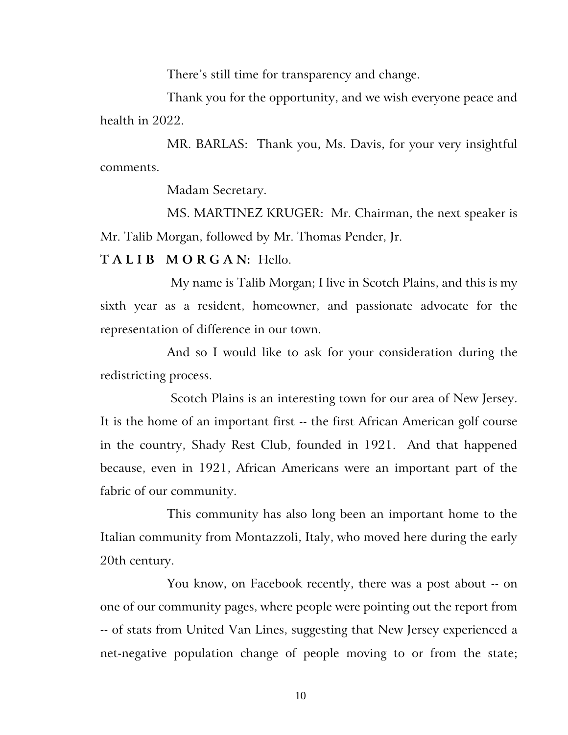There's still time for transparency and change.

Thank you for the opportunity, and we wish everyone peace and health in 2022.

MR. BARLAS: Thank you, Ms. Davis, for your very insightful comments.

Madam Secretary.

MS. MARTINEZ KRUGER: Mr. Chairman, the next speaker is Mr. Talib Morgan, followed by Mr. Thomas Pender, Jr.

**T A L I B   M O R G A N:** Hello.

My name is Talib Morgan; I live in Scotch Plains, and this is my sixth year as a resident, homeowner, and passionate advocate for the representation of difference in our town.

And so I would like to ask for your consideration during the redistricting process.

Scotch Plains is an interesting town for our area of New Jersey. It is the home of an important first -- the first African American golf course in the country, Shady Rest Club, founded in 1921. And that happened because, even in 1921, African Americans were an important part of the fabric of our community.

This community has also long been an important home to the Italian community from Montazzoli, Italy, who moved here during the early 20th century.

You know, on Facebook recently, there was a post about -- on one of our community pages, where people were pointing out the report from -- of stats from United Van Lines, suggesting that New Jersey experienced a net-negative population change of people moving to or from the state;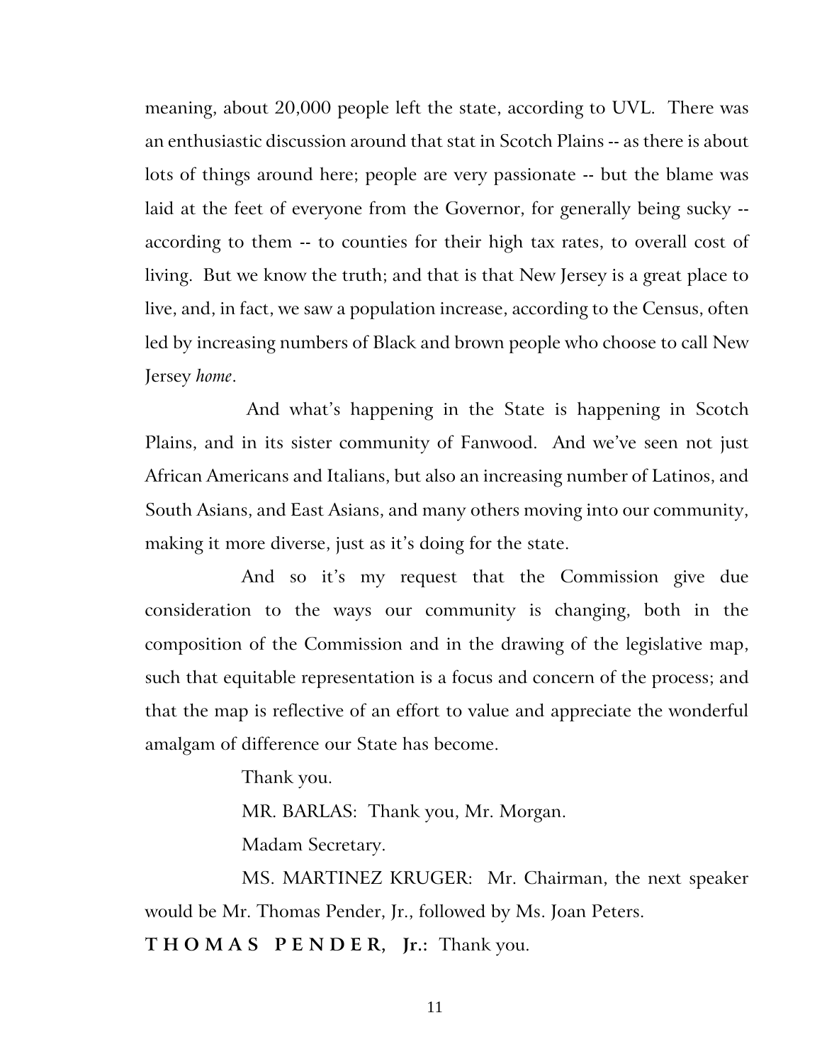meaning, about 20,000 people left the state, according to UVL. There was an enthusiastic discussion around that stat in Scotch Plains -- as there is about lots of things around here; people are very passionate -- but the blame was laid at the feet of everyone from the Governor, for generally being sucky -- according to them -- to counties for their high tax rates, to overall cost of living. But we know the truth; and that is that New Jersey is a great place to live, and, in fact, we saw a population increase, according to the Census, often led by increasing numbers of Black and brown people who choose to call New Jersey *home*.

And what's happening in the State is happening in Scotch Plains, and in its sister community of Fanwood. And we've seen not just African Americans and Italians, but also an increasing number of Latinos, and South Asians, and East Asians, and many others moving into our community, making it more diverse, just as it's doing for the state.

And so it's my request that the Commission give due consideration to the ways our community is changing, both in the composition of the Commission and in the drawing of the legislative map, such that equitable representation is a focus and concern of the process; and that the map is reflective of an effort to value and appreciate the wonderful amalgam of difference our State has become.

Thank you.

MR. BARLAS: Thank you, Mr. Morgan.

Madam Secretary.

MS. MARTINEZ KRUGER: Mr. Chairman, the next speaker would be Mr. Thomas Pender, Jr., followed by Ms. Joan Peters.

**T H O M A S P E N D E R, Jr.:** Thank you.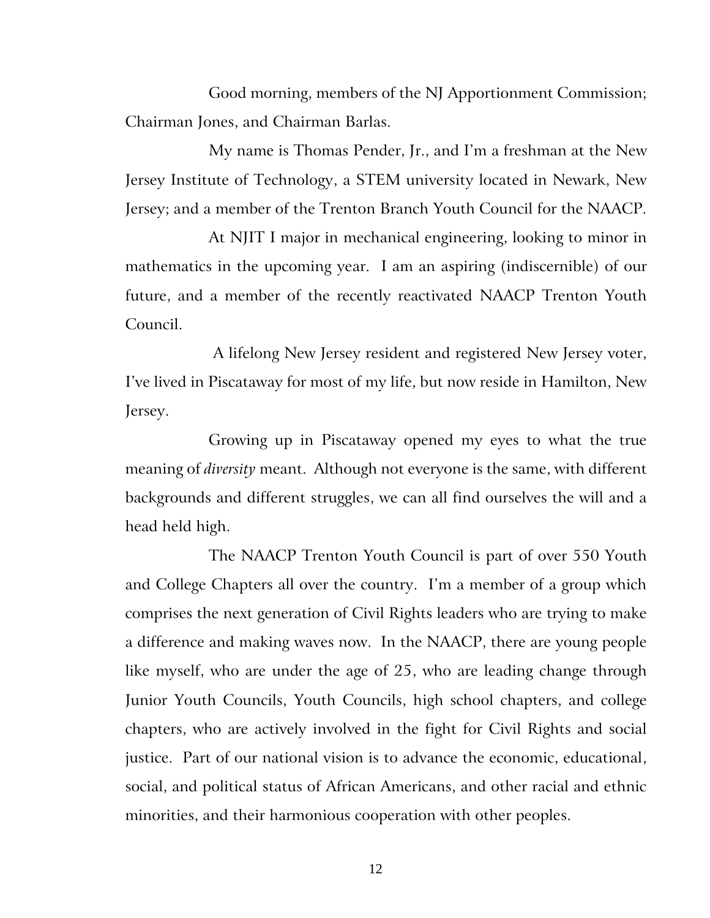Good morning, members of the NJ Apportionment Commission; Chairman Jones, and Chairman Barlas.

My name is Thomas Pender, Jr., and I'm a freshman at the New Jersey Institute of Technology, a STEM university located in Newark, New Jersey; and a member of the Trenton Branch Youth Council for the NAACP.

At NJIT I major in mechanical engineering, looking to minor in mathematics in the upcoming year. I am an aspiring (indiscernible) of our future, and a member of the recently reactivated NAACP Trenton Youth Council.

A lifelong New Jersey resident and registered New Jersey voter, I've lived in Piscataway for most of my life, but now reside in Hamilton, New Jersey.

Growing up in Piscataway opened my eyes to what the true meaning of *diversity* meant. Although not everyone is the same, with different backgrounds and different struggles, we can all find ourselves the will and a head held high.

The NAACP Trenton Youth Council is part of over 550 Youth and College Chapters all over the country. I'm a member of a group which comprises the next generation of Civil Rights leaders who are trying to make a difference and making waves now. In the NAACP, there are young people like myself, who are under the age of 25, who are leading change through Junior Youth Councils, Youth Councils, high school chapters, and college chapters, who are actively involved in the fight for Civil Rights and social justice. Part of our national vision is to advance the economic, educational, social, and political status of African Americans, and other racial and ethnic minorities, and their harmonious cooperation with other peoples.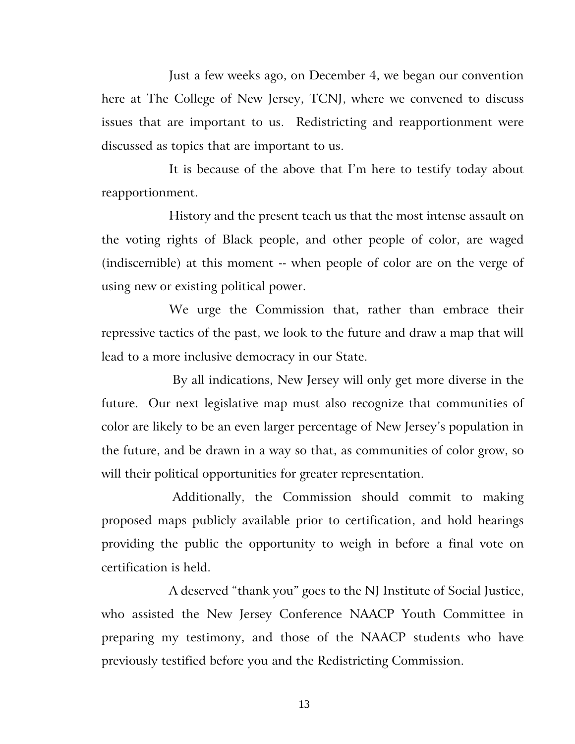Just a few weeks ago, on December 4, we began our convention here at The College of New Jersey, TCNJ, where we convened to discuss issues that are important to us. Redistricting and reapportionment were discussed as topics that are important to us.

It is because of the above that I'm here to testify today about reapportionment.

History and the present teach us that the most intense assault on the voting rights of Black people, and other people of color, are waged (indiscernible) at this moment -- when people of color are on the verge of using new or existing political power.

We urge the Commission that, rather than embrace their repressive tactics of the past, we look to the future and draw a map that will lead to a more inclusive democracy in our State.

By all indications, New Jersey will only get more diverse in the future. Our next legislative map must also recognize that communities of color are likely to be an even larger percentage of New Jersey's population in the future, and be drawn in a way so that, as communities of color grow, so will their political opportunities for greater representation.

Additionally, the Commission should commit to making proposed maps publicly available prior to certification, and hold hearings providing the public the opportunity to weigh in before a final vote on certification is held.

A deserved "thank you" goes to the NJ Institute of Social Justice, who assisted the New Jersey Conference NAACP Youth Committee in preparing my testimony, and those of the NAACP students who have previously testified before you and the Redistricting Commission.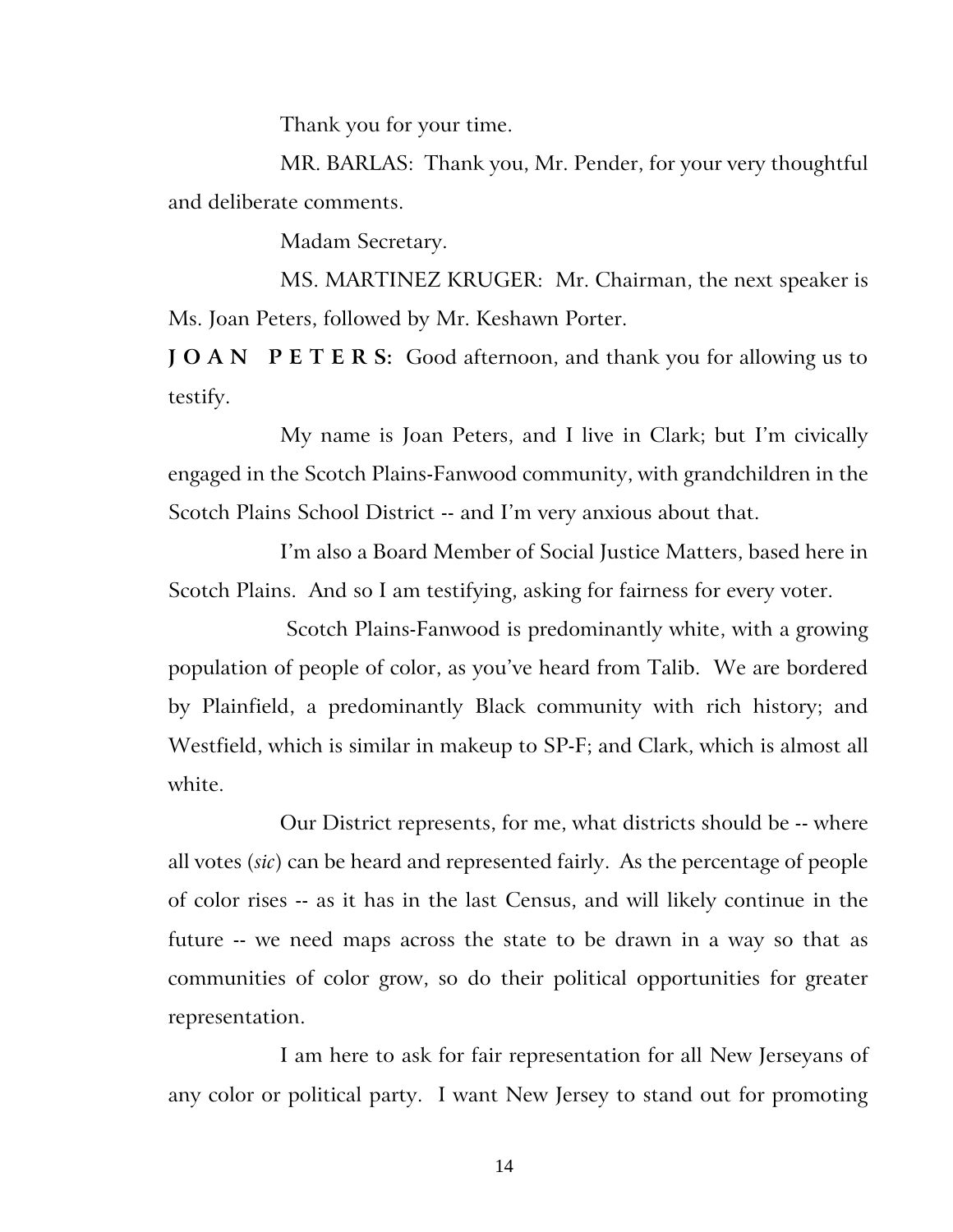Thank you for your time.

MR. BARLAS: Thank you, Mr. Pender, for your very thoughtful and deliberate comments.

Madam Secretary.

MS. MARTINEZ KRUGER: Mr. Chairman, the next speaker is Ms. Joan Peters, followed by Mr. Keshawn Porter.

**J O A N P E T E R S:** Good afternoon, and thank you for allowing us to testify.

My name is Joan Peters, and I live in Clark; but I'm civically engaged in the Scotch Plains-Fanwood community, with grandchildren in the Scotch Plains School District -- and I'm very anxious about that.

I'm also a Board Member of Social Justice Matters, based here in Scotch Plains. And so I am testifying, asking for fairness for every voter.

Scotch Plains-Fanwood is predominantly white, with a growing population of people of color, as you've heard from Talib. We are bordered by Plainfield, a predominantly Black community with rich history; and Westfield, which is similar in makeup to SP-F; and Clark, which is almost all white.

Our District represents, for me, what districts should be -- where all votes (*sic*) can be heard and represented fairly. As the percentage of people of color rises -- as it has in the last Census, and will likely continue in the future -- we need maps across the state to be drawn in a way so that as communities of color grow, so do their political opportunities for greater representation.

I am here to ask for fair representation for all New Jerseyans of any color or political party. I want New Jersey to stand out for promoting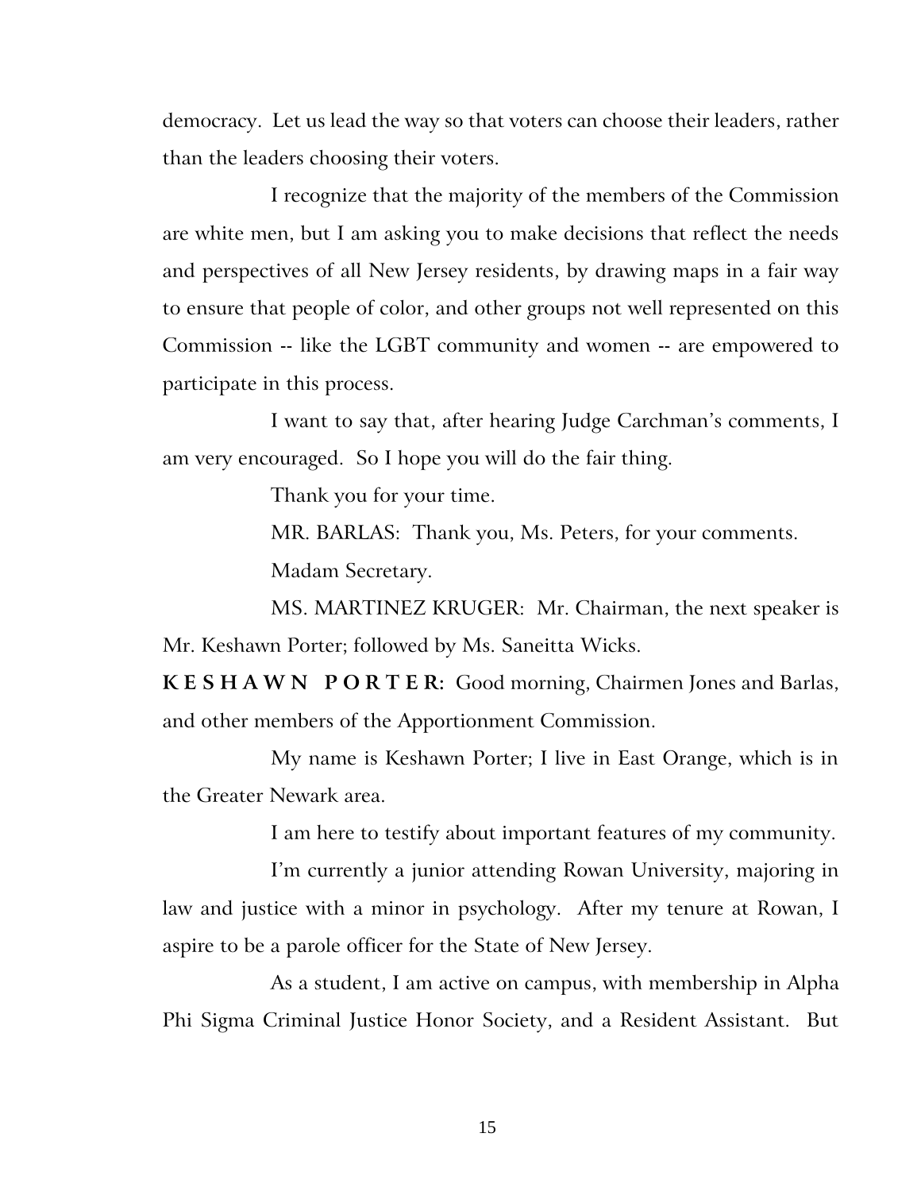democracy. Let us lead the way so that voters can choose their leaders, rather than the leaders choosing their voters.

I recognize that the majority of the members of the Commission are white men, but I am asking you to make decisions that reflect the needs and perspectives of all New Jersey residents, by drawing maps in a fair way to ensure that people of color, and other groups not well represented on this Commission -- like the LGBT community and women -- are empowered to participate in this process.

I want to say that, after hearing Judge Carchman's comments, I am very encouraged. So I hope you will do the fair thing.

Thank you for your time.

MR. BARLAS: Thank you, Ms. Peters, for your comments.

Madam Secretary.

MS. MARTINEZ KRUGER: Mr. Chairman, the next speaker is Mr. Keshawn Porter; followed by Ms. Saneitta Wicks.

**KESHAWN PORTER:** Good morning, Chairmen Jones and Barlas, and other members of the Apportionment Commission.

My name is Keshawn Porter; I live in East Orange, which is in the Greater Newark area.

I am here to testify about important features of my community.

I'm currently a junior attending Rowan University, majoring in law and justice with a minor in psychology. After my tenure at Rowan, I aspire to be a parole officer for the State of New Jersey.

As a student, I am active on campus, with membership in Alpha Phi Sigma Criminal Justice Honor Society, and a Resident Assistant. But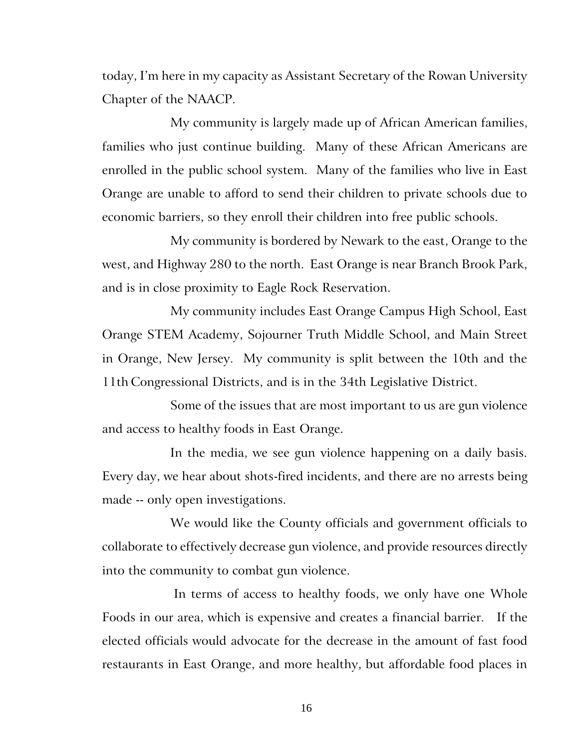today, I'm here in my capacity as Assistant Secretary of the Rowan University Chapter of the NAACP.

My community is largely made up of African American families, families who just continue building. Many of these African Americans are enrolled in the public school system. Many of the families who live in East Orange are unable to afford to send their children to private schools due to economic barriers, so they enroll their children into free public schools.

My community is bordered by Newark to the east, Orange to the west, and Highway 280 to the north. East Orange is near Branch Brook Park, and is in close proximity to Eagle Rock Reservation.

My community includes East Orange Campus High School, East Orange STEM Academy, Sojourner Truth Middle School, and Main Street in Orange, New Jersey. My community is split between the 10th and the 11th Congressional Districts, and is in the 34th Legislative District.

Some of the issues that are most important to us are gun violence and access to healthy foods in East Orange.

In the media, we see gun violence happening on a daily basis. Every day, we hear about shots-fired incidents, and there are no arrests being made -- only open investigations.

We would like the County officials and government officials to collaborate to effectively decrease gun violence, and provide resources directly into the community to combat gun violence.

In terms of access to healthy foods, we only have one Whole Foods in our area, which is expensive and creates a financial barrier. If the elected officials would advocate for the decrease in the amount of fast food restaurants in East Orange, and more healthy, but affordable food places in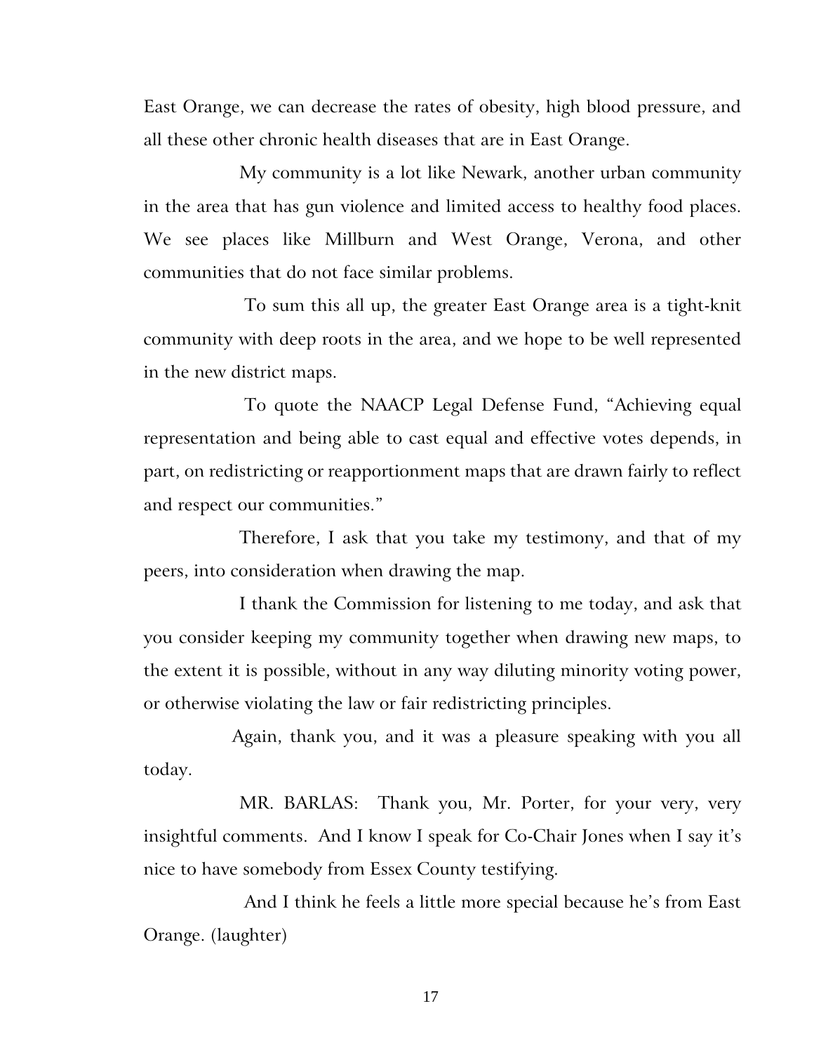East Orange, we can decrease the rates of obesity, high blood pressure, and all these other chronic health diseases that are in East Orange.

My community is a lot like Newark, another urban community in the area that has gun violence and limited access to healthy food places. We see places like Millburn and West Orange, Verona, and other communities that do not face similar problems.

To sum this all up, the greater East Orange area is a tight-knit community with deep roots in the area, and we hope to be well represented in the new district maps.

To quote the NAACP Legal Defense Fund, "Achieving equal representation and being able to cast equal and effective votes depends, in part, on redistricting or reapportionment maps that are drawn fairly to reflect and respect our communities."

Therefore, I ask that you take my testimony, and that of my peers, into consideration when drawing the map.

I thank the Commission for listening to me today, and ask that you consider keeping my community together when drawing new maps, to the extent it is possible, without in any way diluting minority voting power, or otherwise violating the law or fair redistricting principles.

Again, thank you, and it was a pleasure speaking with you all today.

MR. BARLAS: Thank you, Mr. Porter, for your very, very insightful comments. And I know I speak for Co-Chair Jones when I say it's nice to have somebody from Essex County testifying.

And I think he feels a little more special because he's from East Orange. (laughter)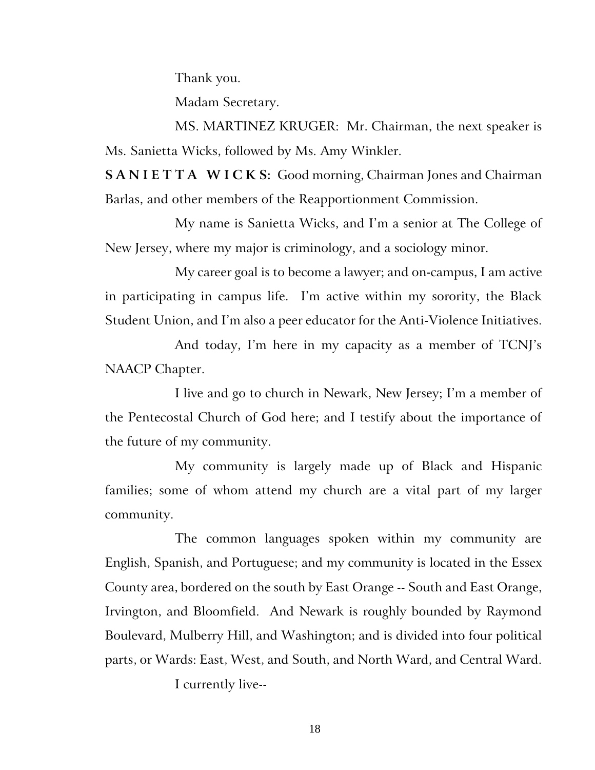Thank you.

Madam Secretary.

MS. MARTINEZ KRUGER: Mr. Chairman, the next speaker is Ms. Sanietta Wicks, followed by Ms. Amy Winkler.

**SANIETTA WICKS:** Good morning, Chairman Jones and Chairman Barlas, and other members of the Reapportionment Commission.

My name is Sanietta Wicks, and I'm a senior at The College of New Jersey, where my major is criminology, and a sociology minor.

My career goal is to become a lawyer; and on-campus, I am active in participating in campus life. I'm active within my sorority, the Black Student Union, and I'm also a peer educator for the Anti-Violence Initiatives.

And today, I'm here in my capacity as a member of TCNJ's NAACP Chapter.

I live and go to church in Newark, New Jersey; I'm a member of the Pentecostal Church of God here; and I testify about the importance of the future of my community.

My community is largely made up of Black and Hispanic families; some of whom attend my church are a vital part of my larger community.

The common languages spoken within my community are English, Spanish, and Portuguese; and my community is located in the Essex County area, bordered on the south by East Orange -- South and East Orange, Irvington, and Bloomfield. And Newark is roughly bounded by Raymond Boulevard, Mulberry Hill, and Washington; and is divided into four political parts, or Wards: East, West, and South, and North Ward, and Central Ward.

I currently live--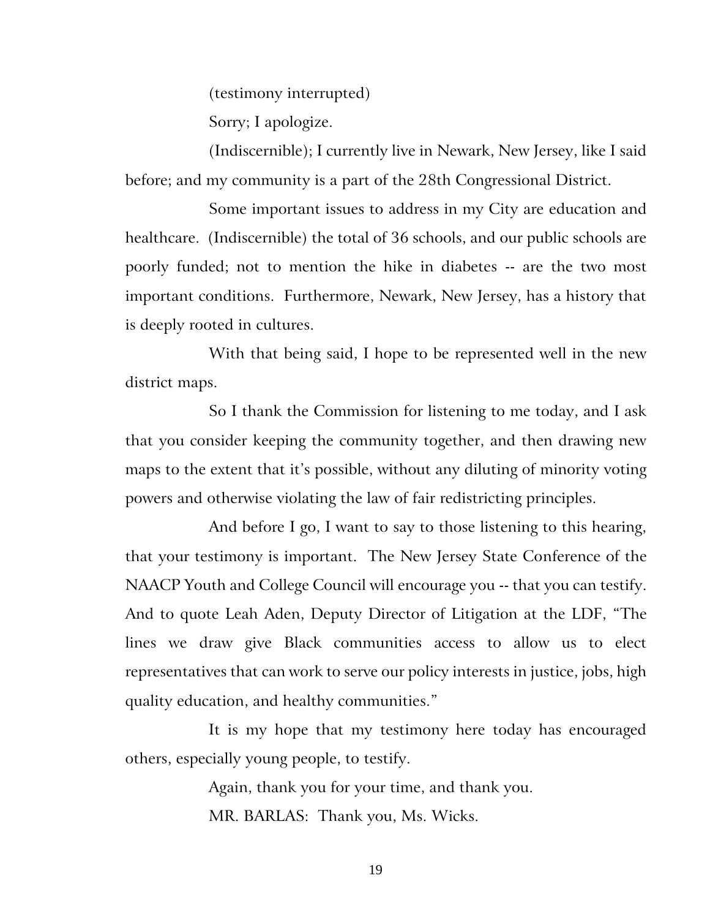(testimony interrupted)

Sorry; I apologize.

(Indiscernible); I currently live in Newark, New Jersey, like I said before; and my community is a part of the 28th Congressional District.

Some important issues to address in my City are education and healthcare. (Indiscernible) the total of 36 schools, and our public schools are poorly funded; not to mention the hike in diabetes -- are the two most important conditions. Furthermore, Newark, New Jersey, has a history that is deeply rooted in cultures.

With that being said, I hope to be represented well in the new district maps.

So I thank the Commission for listening to me today, and I ask that you consider keeping the community together, and then drawing new maps to the extent that it's possible, without any diluting of minority voting powers and otherwise violating the law of fair redistricting principles.

And before I go, I want to say to those listening to this hearing, that your testimony is important. The New Jersey State Conference of the NAACP Youth and College Council will encourage you -- that you can testify. And to quote Leah Aden, Deputy Director of Litigation at the LDF, "The lines we draw give Black communities access to allow us to elect representatives that can work to serve our policy interests in justice, jobs, high quality education, and healthy communities."

It is my hope that my testimony here today has encouraged others, especially young people, to testify.

Again, thank you for your time, and thank you.

MR. BARLAS: Thank you, Ms. Wicks.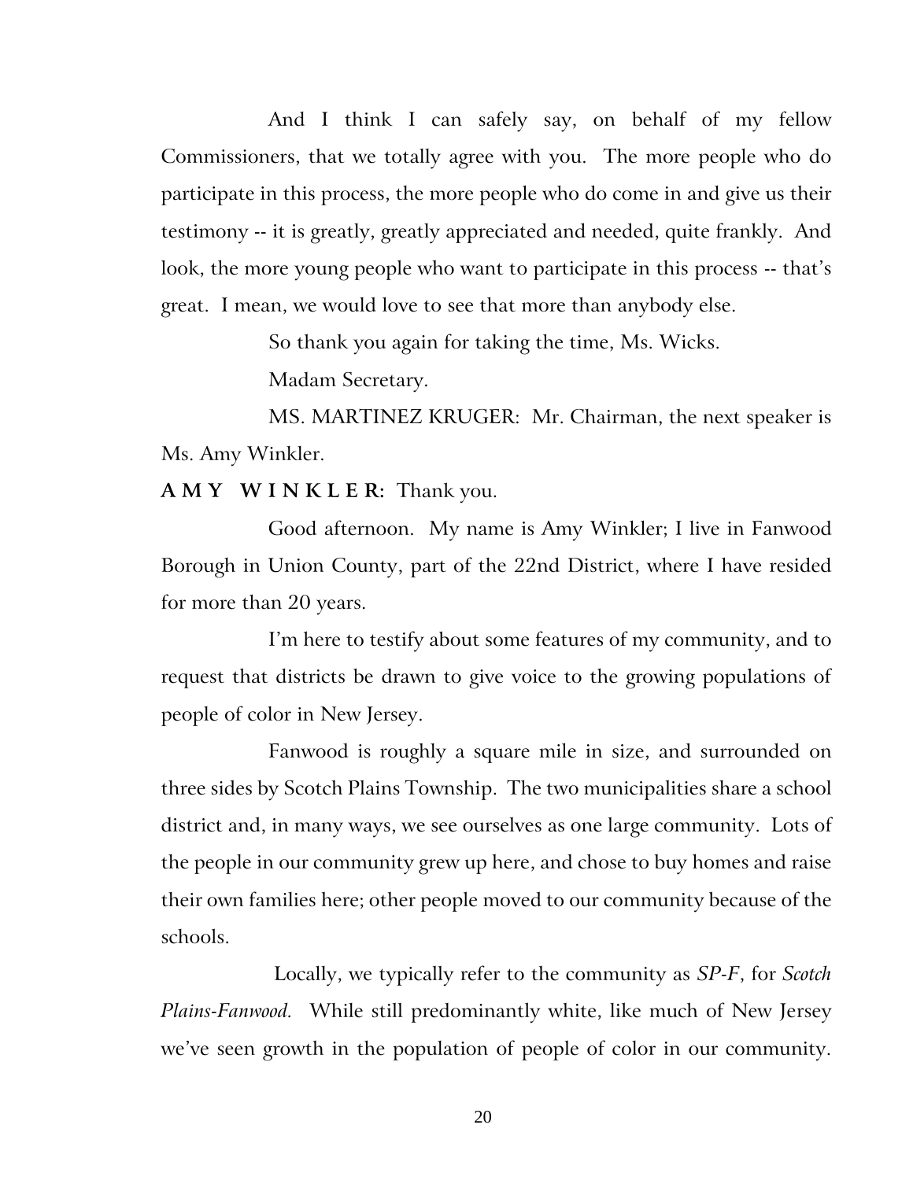And I think I can safely say, on behalf of my fellow Commissioners, that we totally agree with you. The more people who do participate in this process, the more people who do come in and give us their testimony -- it is greatly, greatly appreciated and needed, quite frankly. And look, the more young people who want to participate in this process -- that's great. I mean, we would love to see that more than anybody else.

So thank you again for taking the time, Ms. Wicks.

Madam Secretary.

MS. MARTINEZ KRUGER: Mr. Chairman, the next speaker is Ms. Amy Winkler.

**A M Y W I N K L E R:** Thank you.

Good afternoon. My name is Amy Winkler; I live in Fanwood Borough in Union County, part of the 22nd District, where I have resided for more than 20 years.

I'm here to testify about some features of my community, and to request that districts be drawn to give voice to the growing populations of people of color in New Jersey.

Fanwood is roughly a square mile in size, and surrounded on three sides by Scotch Plains Township. The two municipalities share a school district and, in many ways, we see ourselves as one large community. Lots of the people in our community grew up here, and chose to buy homes and raise their own families here; other people moved to our community because of the schools.

Locally, we typically refer to the community as *SP-F*, for *Scotch Plains-Fanwood.* While still predominantly white, like much of New Jersey we've seen growth in the population of people of color in our community.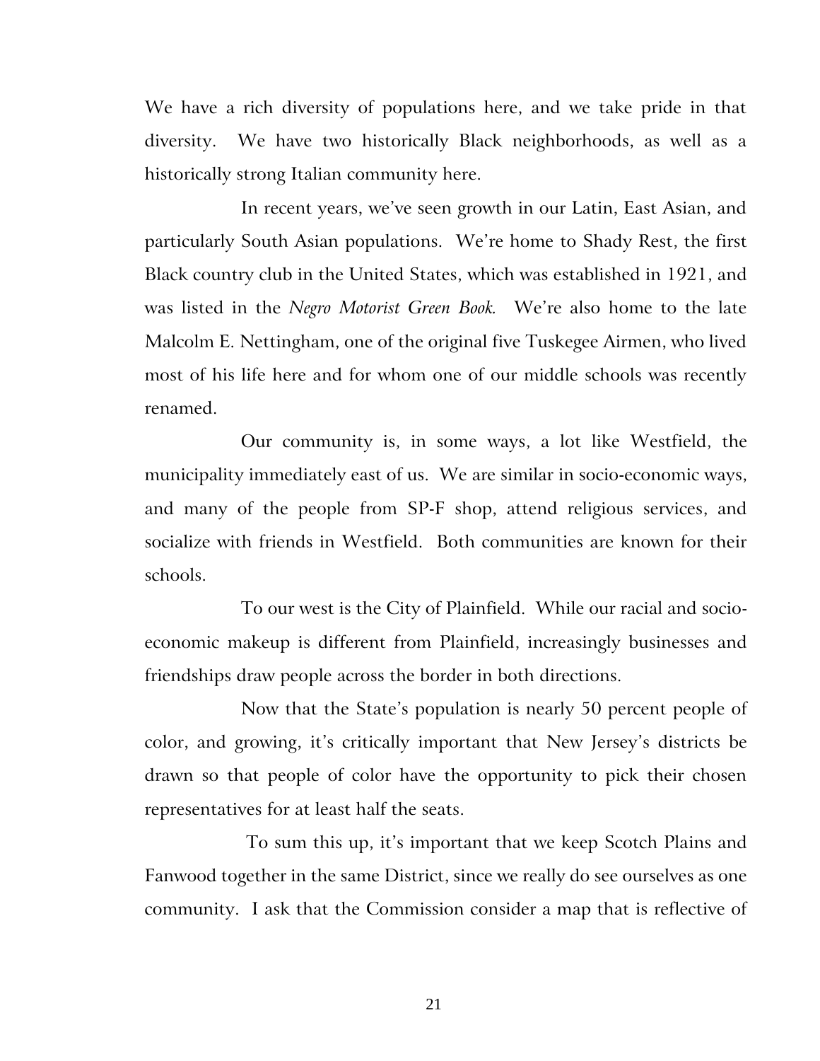We have a rich diversity of populations here, and we take pride in that diversity. We have two historically Black neighborhoods, as well as a historically strong Italian community here.

In recent years, we've seen growth in our Latin, East Asian, and particularly South Asian populations. We're home to Shady Rest, the first Black country club in the United States, which was established in 1921, and was listed in the *Negro Motorist Green Book.* We're also home to the late Malcolm E. Nettingham, one of the original five Tuskegee Airmen, who lived most of his life here and for whom one of our middle schools was recently renamed.

Our community is, in some ways, a lot like Westfield, the municipality immediately east of us. We are similar in socio-economic ways, and many of the people from SP-F shop, attend religious services, and socialize with friends in Westfield. Both communities are known for their schools.

To our west is the City of Plainfield. While our racial and socio-economic makeup is different from Plainfield, increasingly businesses and friendships draw people across the border in both directions.

Now that the State's population is nearly 50 percent people of color, and growing, it's critically important that New Jersey's districts be drawn so that people of color have the opportunity to pick their chosen representatives for at least half the seats.

To sum this up, it's important that we keep Scotch Plains and Fanwood together in the same District, since we really do see ourselves as one community. I ask that the Commission consider a map that is reflective of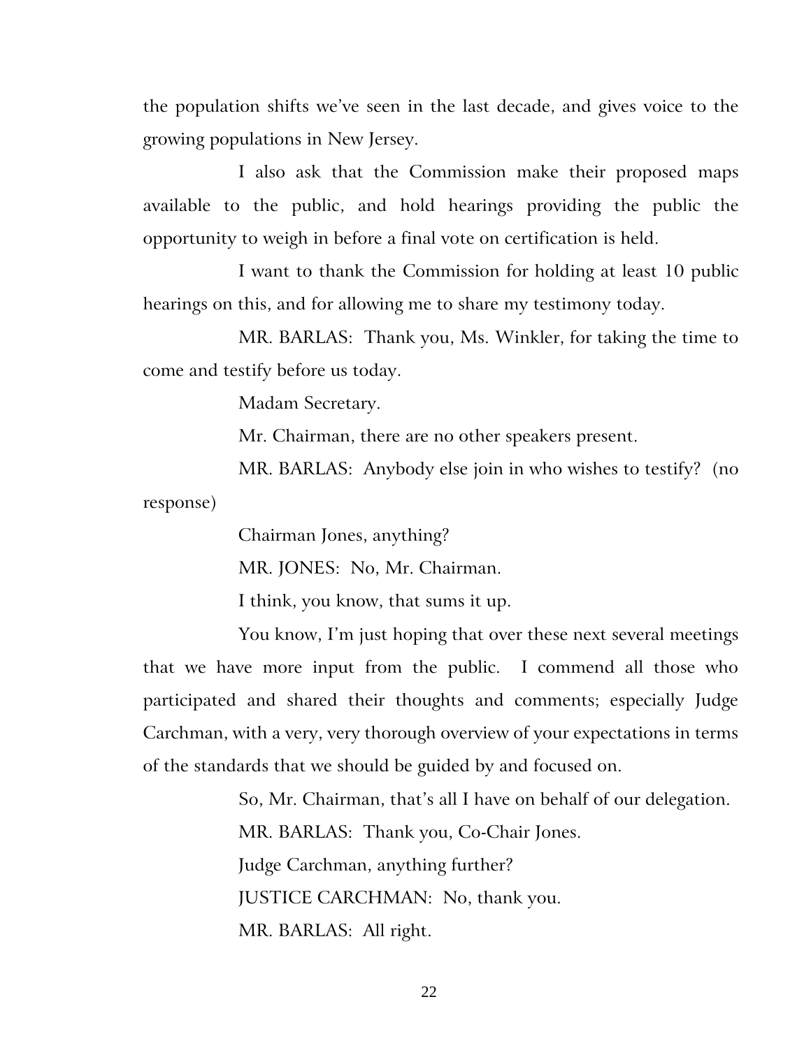the population shifts we've seen in the last decade, and gives voice to the growing populations in New Jersey.

I also ask that the Commission make their proposed maps available to the public, and hold hearings providing the public the opportunity to weigh in before a final vote on certification is held.

I want to thank the Commission for holding at least 10 public hearings on this, and for allowing me to share my testimony today.

MR. BARLAS: Thank you, Ms. Winkler, for taking the time to come and testify before us today.

Madam Secretary.

Mr. Chairman, there are no other speakers present.

MR. BARLAS: Anybody else join in who wishes to testify? (no response)

Chairman Jones, anything?

MR. JONES: No, Mr. Chairman.

I think, you know, that sums it up.

You know, I'm just hoping that over these next several meetings that we have more input from the public. I commend all those who participated and shared their thoughts and comments; especially Judge Carchman, with a very, very thorough overview of your expectations in terms of the standards that we should be guided by and focused on.

So, Mr. Chairman, that's all I have on behalf of our delegation.

MR. BARLAS: Thank you, Co-Chair Jones.

Judge Carchman, anything further?

JUSTICE CARCHMAN: No, thank you.

MR. BARLAS: All right.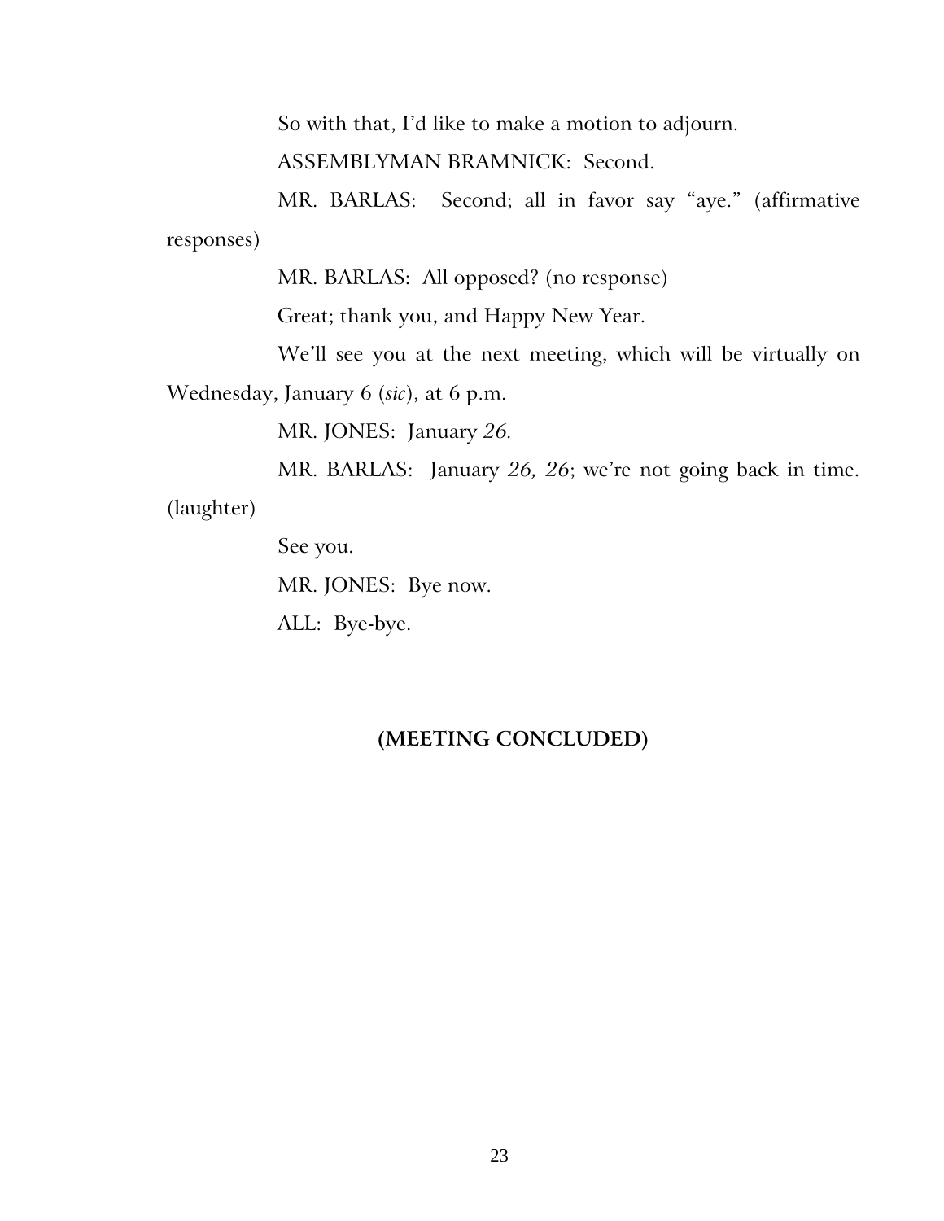So with that, I'd like to make a motion to adjourn.

ASSEMBLYMAN BRAMNICK: Second.

MR. BARLAS: Second; all in favor say "aye." (affirmative responses)

MR. BARLAS: All opposed? (no response)

Great; thank you, and Happy New Year.

We'll see you at the next meeting, which will be virtually on Wednesday, January 6 (*sic*), at 6 p.m.

MR. JONES: January *26.*

MR. BARLAS: January *26, 26*; we're not going back in time. (laughter)

See you.

MR. JONES: Bye now.

ALL: Bye-bye.

**(MEETING CONCLUDED)**